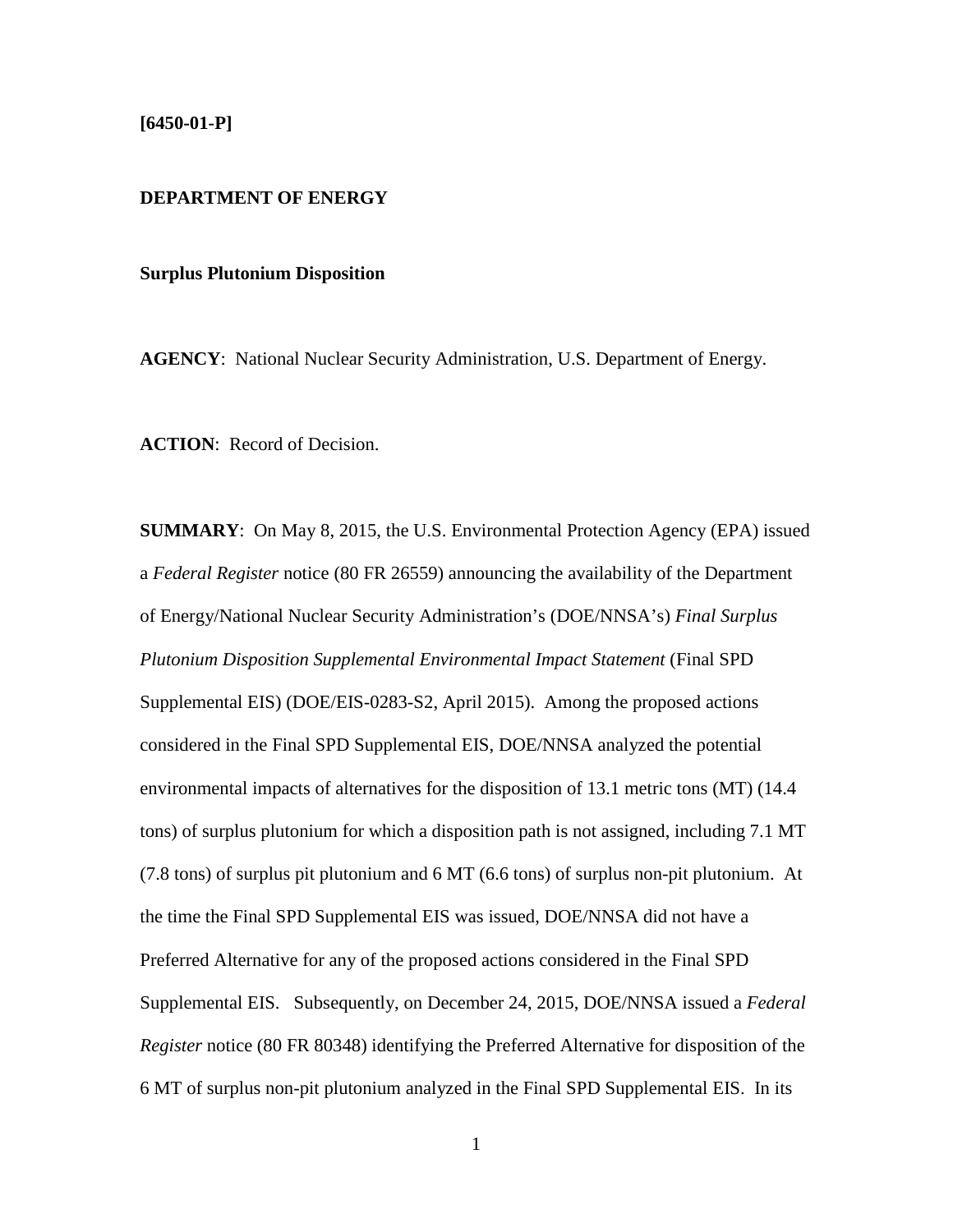**[6450-01-P]**

**DEPARTMENT OF ENERGY**

**Surplus Plutonium Disposition**

**AGENCY**: National Nuclear Security Administration, U.S. Department of Energy.

**ACTION**: Record of Decision.

**SUMMARY**: On May 8, 2015, the U.S. Environmental Protection Agency (EPA) issued a *Federal Register* notice (80 FR 26559) announcing the availability of the Department of Energy/National Nuclear Security Administration's (DOE/NNSA's) *Final Surplus Plutonium Disposition Supplemental Environmental Impact Statement* (Final SPD Supplemental EIS) (DOE/EIS-0283-S2, April 2015). Among the proposed actions considered in the Final SPD Supplemental EIS, DOE/NNSA analyzed the potential environmental impacts of alternatives for the disposition of 13.1 metric tons (MT) (14.4 tons) of surplus plutonium for which a disposition path is not assigned, including 7.1 MT (7.8 tons) of surplus pit plutonium and 6 MT (6.6 tons) of surplus non-pit plutonium. At the time the Final SPD Supplemental EIS was issued, DOE/NNSA did not have a Preferred Alternative for any of the proposed actions considered in the Final SPD Supplemental EIS. Subsequently, on December 24, 2015, DOE/NNSA issued a *Federal Register* notice (80 FR 80348) identifying the Preferred Alternative for disposition of the 6 MT of surplus non-pit plutonium analyzed in the Final SPD Supplemental EIS. In its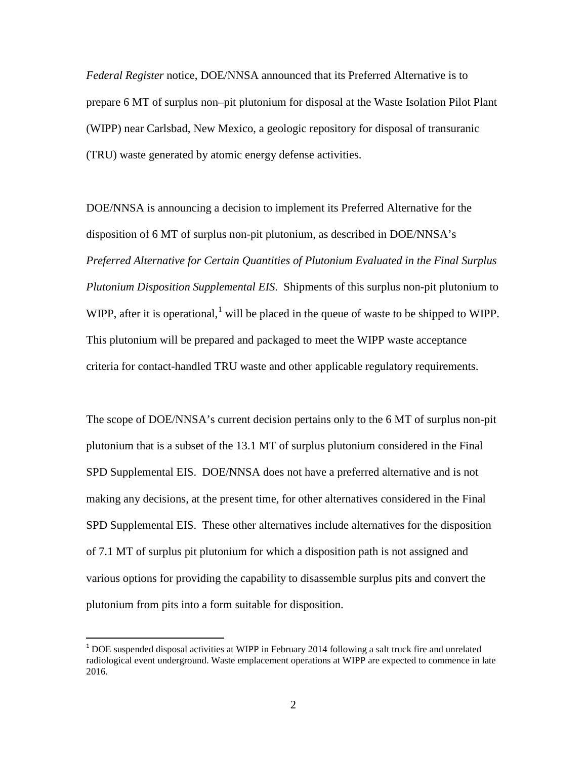*Federal Register* notice, DOE/NNSA announced that its Preferred Alternative is to prepare 6 MT of surplus non–pit plutonium for disposal at the Waste Isolation Pilot Plant (WIPP) near Carlsbad, New Mexico, a geologic repository for disposal of transuranic (TRU) waste generated by atomic energy defense activities.

DOE/NNSA is announcing a decision to implement its Preferred Alternative for the disposition of 6 MT of surplus non-pit plutonium, as described in DOE/NNSA's *Preferred Alternative for Certain Quantities of Plutonium Evaluated in the Final Surplus Plutonium Disposition Supplemental EIS*. Shipments of this surplus non-pit plutonium to WIPP, after it is operational,[1] will be placed in the queue of waste to be shipped to WIPP. This plutonium will be prepared and packaged to meet the WIPP waste acceptance criteria for contact-handled TRU waste and other applicable regulatory requirements.

The scope of DOE/NNSA's current decision pertains only to the 6 MT of surplus non-pit plutonium that is a subset of the 13.1 MT of surplus plutonium considered in the Final SPD Supplemental EIS. DOE/NNSA does not have a preferred alternative and is not making any decisions, at the present time, for other alternatives considered in the Final SPD Supplemental EIS. These other alternatives include alternatives for the disposition of 7.1 MT of surplus pit plutonium for which a disposition path is not assigned and various options for providing the capability to disassemble surplus pits and convert the plutonium from pits into a form suitable for disposition.

---

[1] DOE suspended disposal activities at WIPP in February 2014 following a salt truck fire and unrelated radiological event underground. Waste emplacement operations at WIPP are expected to commence in late 2016.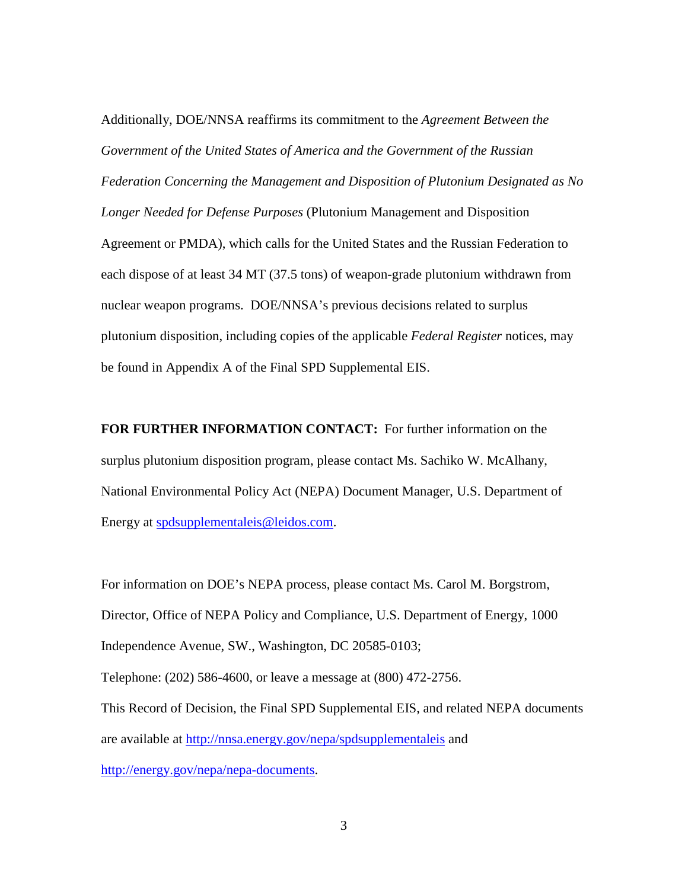Additionally, DOE/NNSA reaffirms its commitment to the *Agreement Between the Government of the United States of America and the Government of the Russian Federation Concerning the Management and Disposition of Plutonium Designated as No Longer Needed for Defense Purposes* (Plutonium Management and Disposition Agreement or PMDA), which calls for the United States and the Russian Federation to each dispose of at least 34 MT (37.5 tons) of weapon-grade plutonium withdrawn from nuclear weapon programs. DOE/NNSA's previous decisions related to surplus plutonium disposition, including copies of the applicable *Federal Register* notices, may be found in Appendix A of the Final SPD Supplemental EIS.

**FOR FURTHER INFORMATION CONTACT:** For further information on the surplus plutonium disposition program, please contact Ms. Sachiko W. McAlhany, National Environmental Policy Act (NEPA) Document Manager, U.S. Department of Energy at spdsupplementaleis@leidos.com.

For information on DOE's NEPA process, please contact Ms. Carol M. Borgstrom, Director, Office of NEPA Policy and Compliance, U.S. Department of Energy, 1000 Independence Avenue, SW., Washington, DC 20585-0103;

Telephone: (202) 586-4600, or leave a message at (800) 472-2756.

This Record of Decision, the Final SPD Supplemental EIS, and related NEPA documents are available at http://nnsa.energy.gov/nepa/spdsupplementaleis and http://energy.gov/nepa/nepa-documents.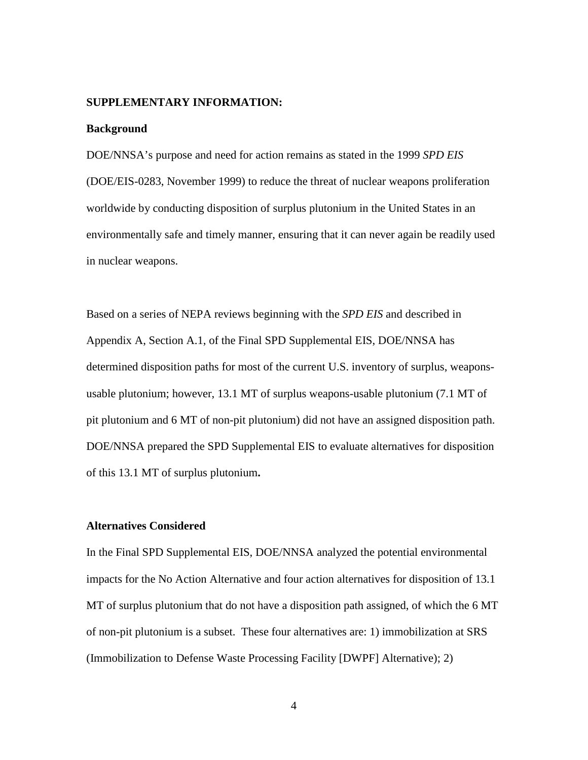**SUPPLEMENTARY INFORMATION:**

**Background**

DOE/NNSA's purpose and need for action remains as stated in the 1999 *SPD EIS* (DOE/EIS-0283, November 1999) to reduce the threat of nuclear weapons proliferation worldwide by conducting disposition of surplus plutonium in the United States in an environmentally safe and timely manner, ensuring that it can never again be readily used in nuclear weapons.

Based on a series of NEPA reviews beginning with the *SPD EIS* and described in Appendix A, Section A.1, of the Final SPD Supplemental EIS, DOE/NNSA has determined disposition paths for most of the current U.S. inventory of surplus, weapons-usable plutonium; however, 13.1 MT of surplus weapons-usable plutonium (7.1 MT of pit plutonium and 6 MT of non-pit plutonium) did not have an assigned disposition path. DOE/NNSA prepared the SPD Supplemental EIS to evaluate alternatives for disposition of this 13.1 MT of surplus plutonium**.**

**Alternatives Considered**

In the Final SPD Supplemental EIS, DOE/NNSA analyzed the potential environmental impacts for the No Action Alternative and four action alternatives for disposition of 13.1 MT of surplus plutonium that do not have a disposition path assigned, of which the 6 MT of non-pit plutonium is a subset. These four alternatives are: 1) immobilization at SRS (Immobilization to Defense Waste Processing Facility [DWPF] Alternative); 2)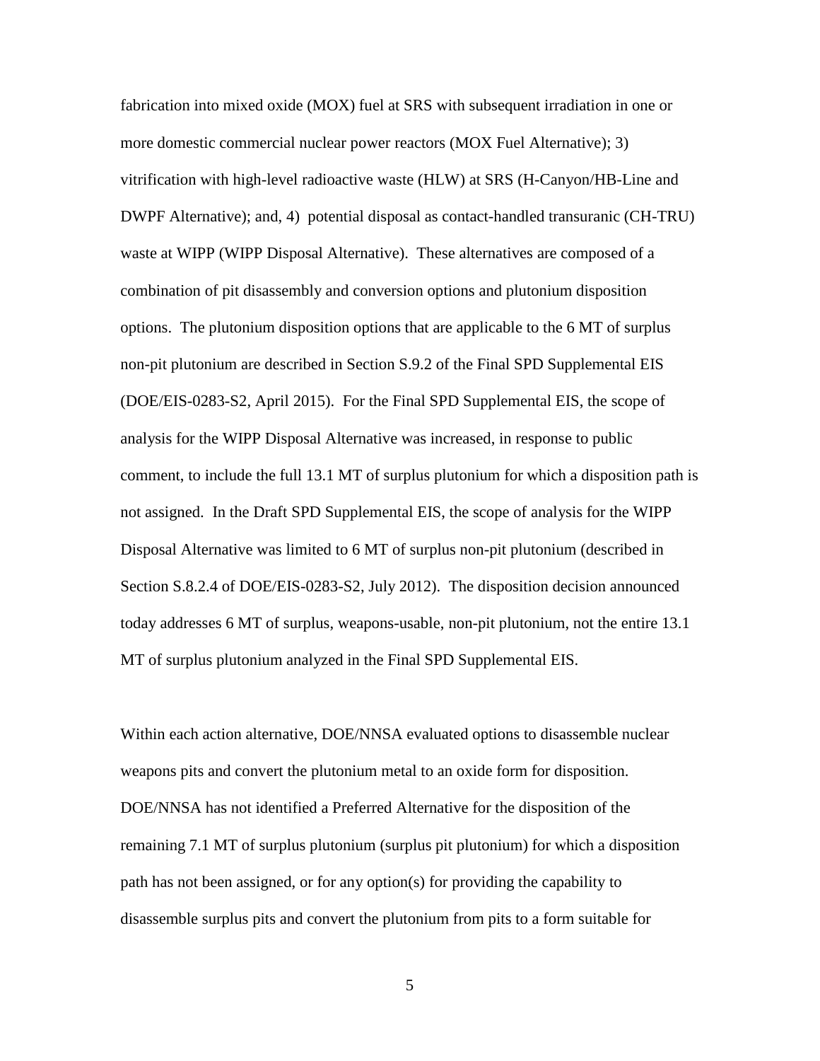fabrication into mixed oxide (MOX) fuel at SRS with subsequent irradiation in one or more domestic commercial nuclear power reactors (MOX Fuel Alternative); 3) vitrification with high-level radioactive waste (HLW) at SRS (H-Canyon/HB-Line and DWPF Alternative); and, 4) potential disposal as contact-handled transuranic (CH-TRU) waste at WIPP (WIPP Disposal Alternative). These alternatives are composed of a combination of pit disassembly and conversion options and plutonium disposition options. The plutonium disposition options that are applicable to the 6 MT of surplus non-pit plutonium are described in Section S.9.2 of the Final SPD Supplemental EIS (DOE/EIS-0283-S2, April 2015). For the Final SPD Supplemental EIS, the scope of analysis for the WIPP Disposal Alternative was increased, in response to public comment, to include the full 13.1 MT of surplus plutonium for which a disposition path is not assigned. In the Draft SPD Supplemental EIS, the scope of analysis for the WIPP Disposal Alternative was limited to 6 MT of surplus non-pit plutonium (described in Section S.8.2.4 of DOE/EIS-0283-S2, July 2012). The disposition decision announced today addresses 6 MT of surplus, weapons-usable, non-pit plutonium, not the entire 13.1 MT of surplus plutonium analyzed in the Final SPD Supplemental EIS.

Within each action alternative, DOE/NNSA evaluated options to disassemble nuclear weapons pits and convert the plutonium metal to an oxide form for disposition. DOE/NNSA has not identified a Preferred Alternative for the disposition of the remaining 7.1 MT of surplus plutonium (surplus pit plutonium) for which a disposition path has not been assigned, or for any option(s) for providing the capability to disassemble surplus pits and convert the plutonium from pits to a form suitable for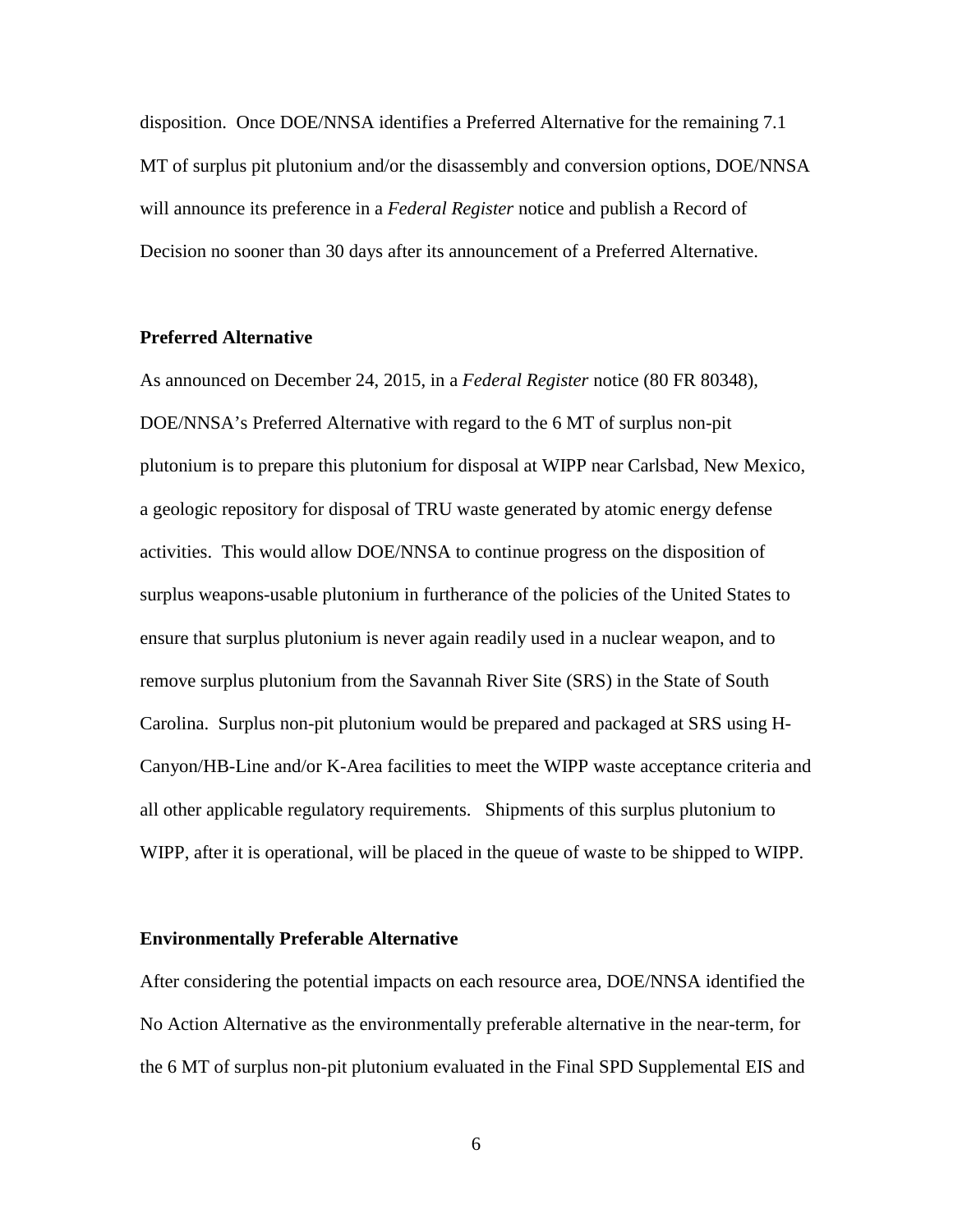disposition. Once DOE/NNSA identifies a Preferred Alternative for the remaining 7.1 MT of surplus pit plutonium and/or the disassembly and conversion options, DOE/NNSA will announce its preference in a *Federal Register* notice and publish a Record of Decision no sooner than 30 days after its announcement of a Preferred Alternative.

**Preferred Alternative**

As announced on December 24, 2015, in a *Federal Register* notice (80 FR 80348), DOE/NNSA's Preferred Alternative with regard to the 6 MT of surplus non-pit plutonium is to prepare this plutonium for disposal at WIPP near Carlsbad, New Mexico, a geologic repository for disposal of TRU waste generated by atomic energy defense activities. This would allow DOE/NNSA to continue progress on the disposition of surplus weapons-usable plutonium in furtherance of the policies of the United States to ensure that surplus plutonium is never again readily used in a nuclear weapon, and to remove surplus plutonium from the Savannah River Site (SRS) in the State of South Carolina. Surplus non-pit plutonium would be prepared and packaged at SRS using H-Canyon/HB-Line and/or K-Area facilities to meet the WIPP waste acceptance criteria and all other applicable regulatory requirements. Shipments of this surplus plutonium to WIPP, after it is operational, will be placed in the queue of waste to be shipped to WIPP.

**Environmentally Preferable Alternative**

After considering the potential impacts on each resource area, DOE/NNSA identified the No Action Alternative as the environmentally preferable alternative in the near-term, for the 6 MT of surplus non-pit plutonium evaluated in the Final SPD Supplemental EIS and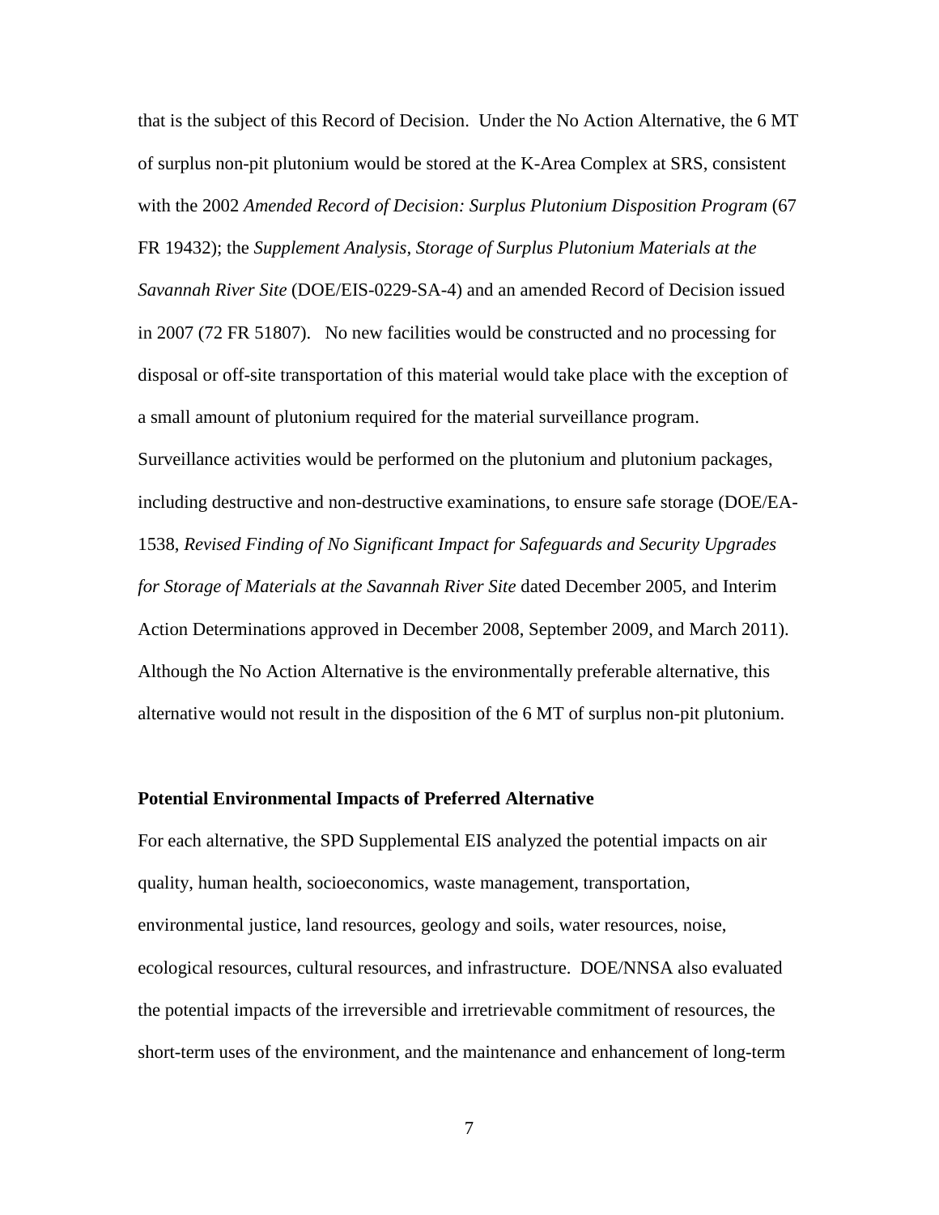that is the subject of this Record of Decision. Under the No Action Alternative, the 6 MT of surplus non-pit plutonium would be stored at the K-Area Complex at SRS, consistent with the 2002 *Amended Record of Decision: Surplus Plutonium Disposition Program* (67 FR 19432); the *Supplement Analysis, Storage of Surplus Plutonium Materials at the Savannah River Site* (DOE/EIS-0229-SA-4) and an amended Record of Decision issued in 2007 (72 FR 51807). No new facilities would be constructed and no processing for disposal or off-site transportation of this material would take place with the exception of a small amount of plutonium required for the material surveillance program. Surveillance activities would be performed on the plutonium and plutonium packages, including destructive and non-destructive examinations, to ensure safe storage (DOE/EA-1538, *Revised Finding of No Significant Impact for Safeguards and Security Upgrades for Storage of Materials at the Savannah River Site* dated December 2005, and Interim Action Determinations approved in December 2008, September 2009, and March 2011). Although the No Action Alternative is the environmentally preferable alternative, this alternative would not result in the disposition of the 6 MT of surplus non-pit plutonium.

**Potential Environmental Impacts of Preferred Alternative**

For each alternative, the SPD Supplemental EIS analyzed the potential impacts on air quality, human health, socioeconomics, waste management, transportation, environmental justice, land resources, geology and soils, water resources, noise, ecological resources, cultural resources, and infrastructure. DOE/NNSA also evaluated the potential impacts of the irreversible and irretrievable commitment of resources, the short-term uses of the environment, and the maintenance and enhancement of long-term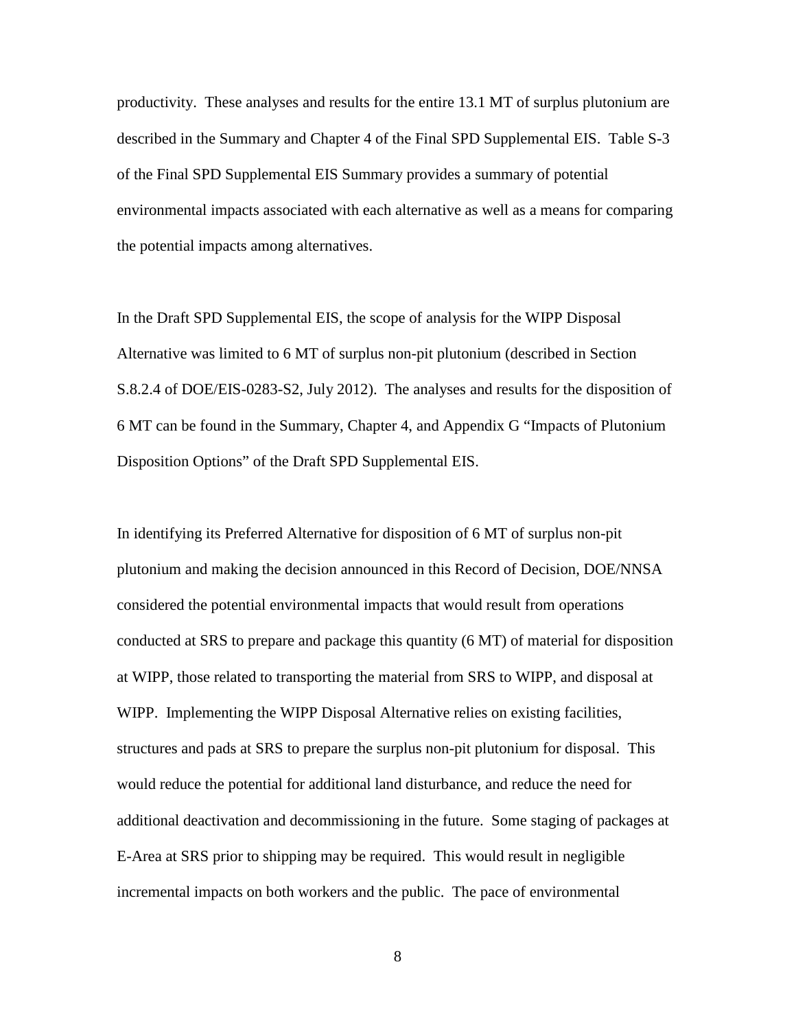productivity. These analyses and results for the entire 13.1 MT of surplus plutonium are described in the Summary and Chapter 4 of the Final SPD Supplemental EIS. Table S-3 of the Final SPD Supplemental EIS Summary provides a summary of potential environmental impacts associated with each alternative as well as a means for comparing the potential impacts among alternatives.

In the Draft SPD Supplemental EIS, the scope of analysis for the WIPP Disposal Alternative was limited to 6 MT of surplus non-pit plutonium (described in Section S.8.2.4 of DOE/EIS-0283-S2, July 2012). The analyses and results for the disposition of 6 MT can be found in the Summary, Chapter 4, and Appendix G "Impacts of Plutonium Disposition Options" of the Draft SPD Supplemental EIS.

In identifying its Preferred Alternative for disposition of 6 MT of surplus non-pit plutonium and making the decision announced in this Record of Decision, DOE/NNSA considered the potential environmental impacts that would result from operations conducted at SRS to prepare and package this quantity (6 MT) of material for disposition at WIPP, those related to transporting the material from SRS to WIPP, and disposal at WIPP. Implementing the WIPP Disposal Alternative relies on existing facilities, structures and pads at SRS to prepare the surplus non-pit plutonium for disposal. This would reduce the potential for additional land disturbance, and reduce the need for additional deactivation and decommissioning in the future. Some staging of packages at E-Area at SRS prior to shipping may be required. This would result in negligible incremental impacts on both workers and the public. The pace of environmental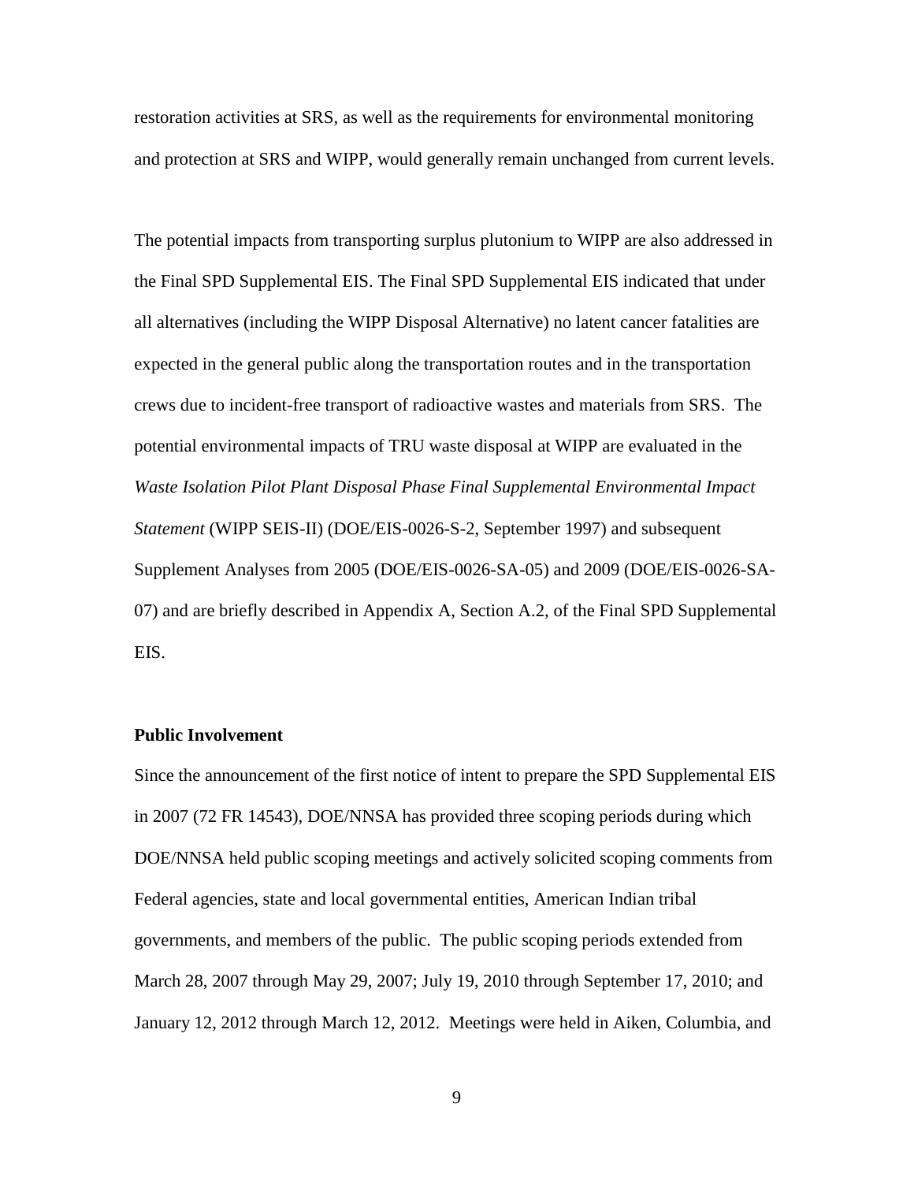restoration activities at SRS, as well as the requirements for environmental monitoring and protection at SRS and WIPP, would generally remain unchanged from current levels.

The potential impacts from transporting surplus plutonium to WIPP are also addressed in the Final SPD Supplemental EIS. The Final SPD Supplemental EIS indicated that under all alternatives (including the WIPP Disposal Alternative) no latent cancer fatalities are expected in the general public along the transportation routes and in the transportation crews due to incident-free transport of radioactive wastes and materials from SRS. The potential environmental impacts of TRU waste disposal at WIPP are evaluated in the *Waste Isolation Pilot Plant Disposal Phase Final Supplemental Environmental Impact Statement* (WIPP SEIS-II) (DOE/EIS-0026-S-2, September 1997) and subsequent Supplement Analyses from 2005 (DOE/EIS-0026-SA-05) and 2009 (DOE/EIS-0026-SA-07) and are briefly described in Appendix A, Section A.2, of the Final SPD Supplemental EIS.

**Public Involvement**

Since the announcement of the first notice of intent to prepare the SPD Supplemental EIS in 2007 (72 FR 14543), DOE/NNSA has provided three scoping periods during which DOE/NNSA held public scoping meetings and actively solicited scoping comments from Federal agencies, state and local governmental entities, American Indian tribal governments, and members of the public. The public scoping periods extended from March 28, 2007 through May 29, 2007; July 19, 2010 through September 17, 2010; and January 12, 2012 through March 12, 2012. Meetings were held in Aiken, Columbia, and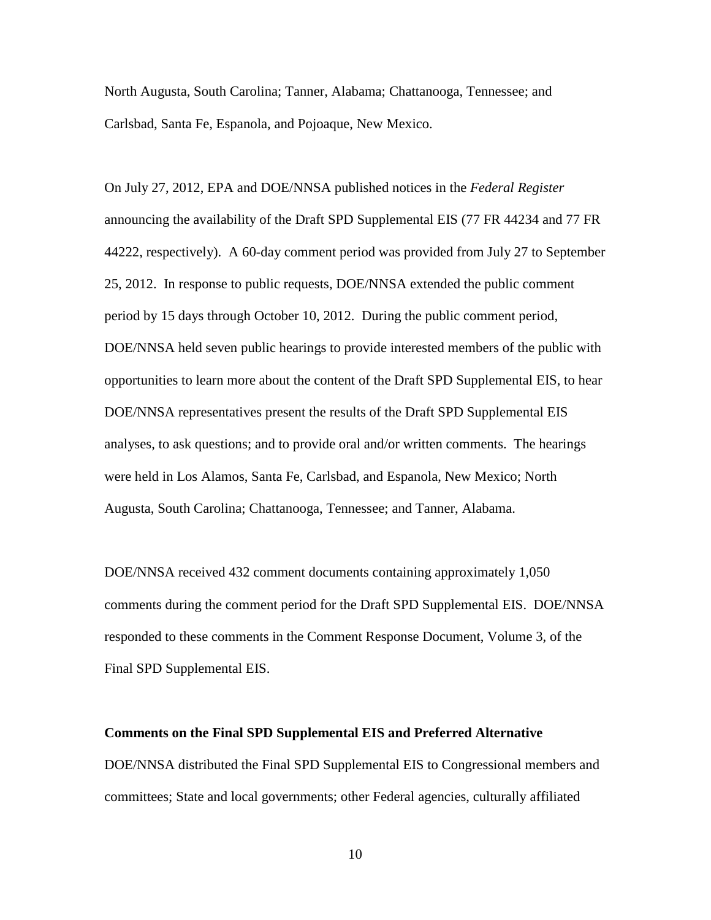North Augusta, South Carolina; Tanner, Alabama; Chattanooga, Tennessee; and Carlsbad, Santa Fe, Espanola, and Pojoaque, New Mexico.

On July 27, 2012, EPA and DOE/NNSA published notices in the *Federal Register* announcing the availability of the Draft SPD Supplemental EIS (77 FR 44234 and 77 FR 44222, respectively). A 60-day comment period was provided from July 27 to September 25, 2012. In response to public requests, DOE/NNSA extended the public comment period by 15 days through October 10, 2012. During the public comment period, DOE/NNSA held seven public hearings to provide interested members of the public with opportunities to learn more about the content of the Draft SPD Supplemental EIS, to hear DOE/NNSA representatives present the results of the Draft SPD Supplemental EIS analyses, to ask questions; and to provide oral and/or written comments. The hearings were held in Los Alamos, Santa Fe, Carlsbad, and Espanola, New Mexico; North Augusta, South Carolina; Chattanooga, Tennessee; and Tanner, Alabama.

DOE/NNSA received 432 comment documents containing approximately 1,050 comments during the comment period for the Draft SPD Supplemental EIS. DOE/NNSA responded to these comments in the Comment Response Document, Volume 3, of the Final SPD Supplemental EIS.

**Comments on the Final SPD Supplemental EIS and Preferred Alternative**

DOE/NNSA distributed the Final SPD Supplemental EIS to Congressional members and committees; State and local governments; other Federal agencies, culturally affiliated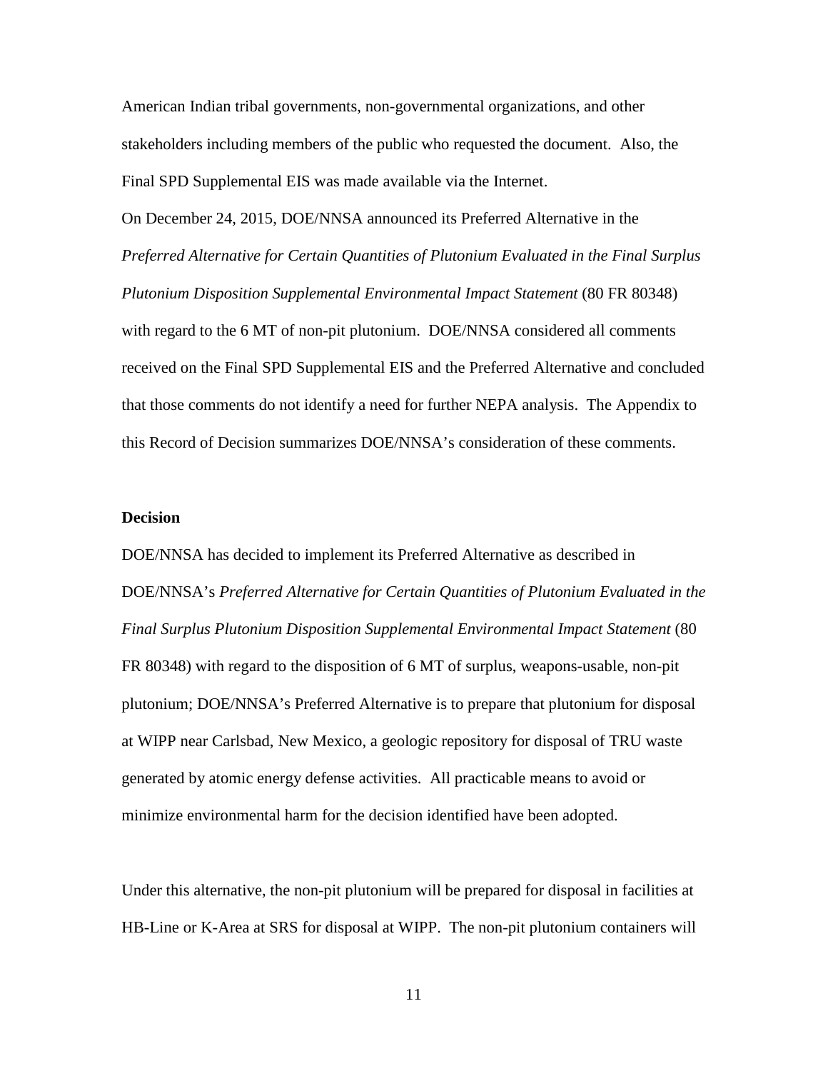American Indian tribal governments, non-governmental organizations, and other stakeholders including members of the public who requested the document. Also, the Final SPD Supplemental EIS was made available via the Internet.

On December 24, 2015, DOE/NNSA announced its Preferred Alternative in the *Preferred Alternative for Certain Quantities of Plutonium Evaluated in the Final Surplus Plutonium Disposition Supplemental Environmental Impact Statement* (80 FR 80348) with regard to the 6 MT of non-pit plutonium. DOE/NNSA considered all comments received on the Final SPD Supplemental EIS and the Preferred Alternative and concluded that those comments do not identify a need for further NEPA analysis. The Appendix to this Record of Decision summarizes DOE/NNSA's consideration of these comments.

**Decision**

DOE/NNSA has decided to implement its Preferred Alternative as described in DOE/NNSA's *Preferred Alternative for Certain Quantities of Plutonium Evaluated in the Final Surplus Plutonium Disposition Supplemental Environmental Impact Statement* (80 FR 80348) with regard to the disposition of 6 MT of surplus, weapons-usable, non-pit plutonium; DOE/NNSA's Preferred Alternative is to prepare that plutonium for disposal at WIPP near Carlsbad, New Mexico, a geologic repository for disposal of TRU waste generated by atomic energy defense activities. All practicable means to avoid or minimize environmental harm for the decision identified have been adopted.

Under this alternative, the non-pit plutonium will be prepared for disposal in facilities at HB-Line or K-Area at SRS for disposal at WIPP. The non-pit plutonium containers will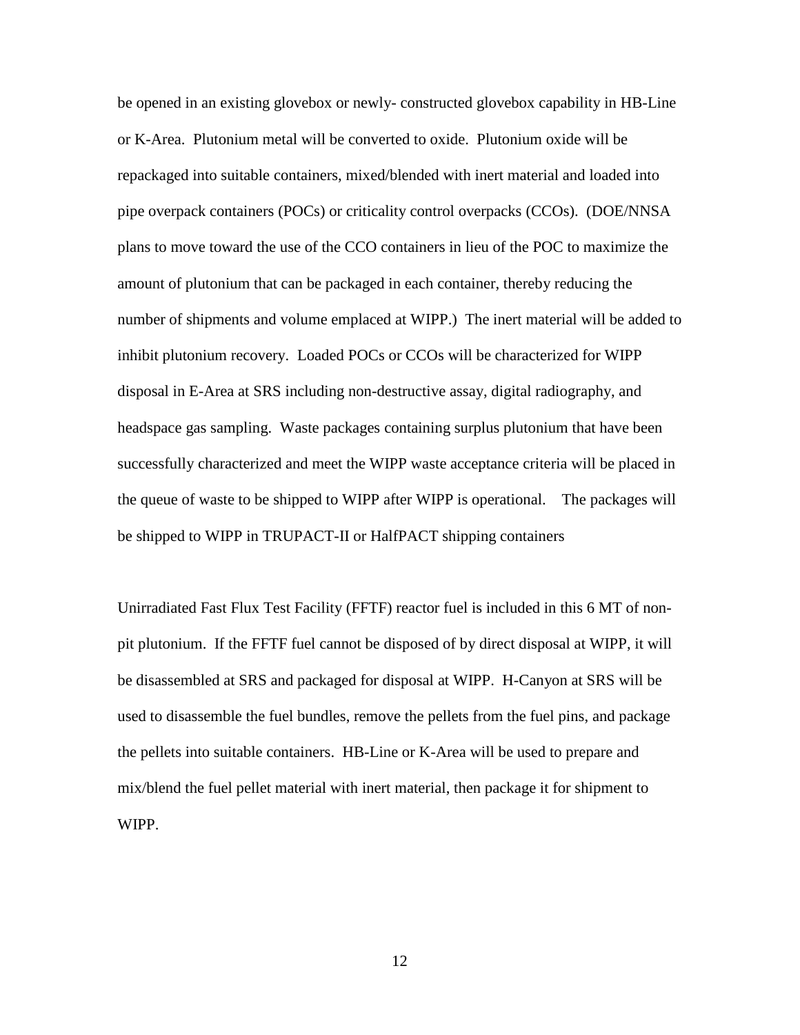be opened in an existing glovebox or newly- constructed glovebox capability in HB-Line or K-Area. Plutonium metal will be converted to oxide. Plutonium oxide will be repackaged into suitable containers, mixed/blended with inert material and loaded into pipe overpack containers (POCs) or criticality control overpacks (CCOs). (DOE/NNSA plans to move toward the use of the CCO containers in lieu of the POC to maximize the amount of plutonium that can be packaged in each container, thereby reducing the number of shipments and volume emplaced at WIPP.) The inert material will be added to inhibit plutonium recovery. Loaded POCs or CCOs will be characterized for WIPP disposal in E-Area at SRS including non-destructive assay, digital radiography, and headspace gas sampling. Waste packages containing surplus plutonium that have been successfully characterized and meet the WIPP waste acceptance criteria will be placed in the queue of waste to be shipped to WIPP after WIPP is operational. The packages will be shipped to WIPP in TRUPACT-II or HalfPACT shipping containers

Unirradiated Fast Flux Test Facility (FFTF) reactor fuel is included in this 6 MT of non-pit plutonium. If the FFTF fuel cannot be disposed of by direct disposal at WIPP, it will be disassembled at SRS and packaged for disposal at WIPP. H-Canyon at SRS will be used to disassemble the fuel bundles, remove the pellets from the fuel pins, and package the pellets into suitable containers. HB-Line or K-Area will be used to prepare and mix/blend the fuel pellet material with inert material, then package it for shipment to WIPP.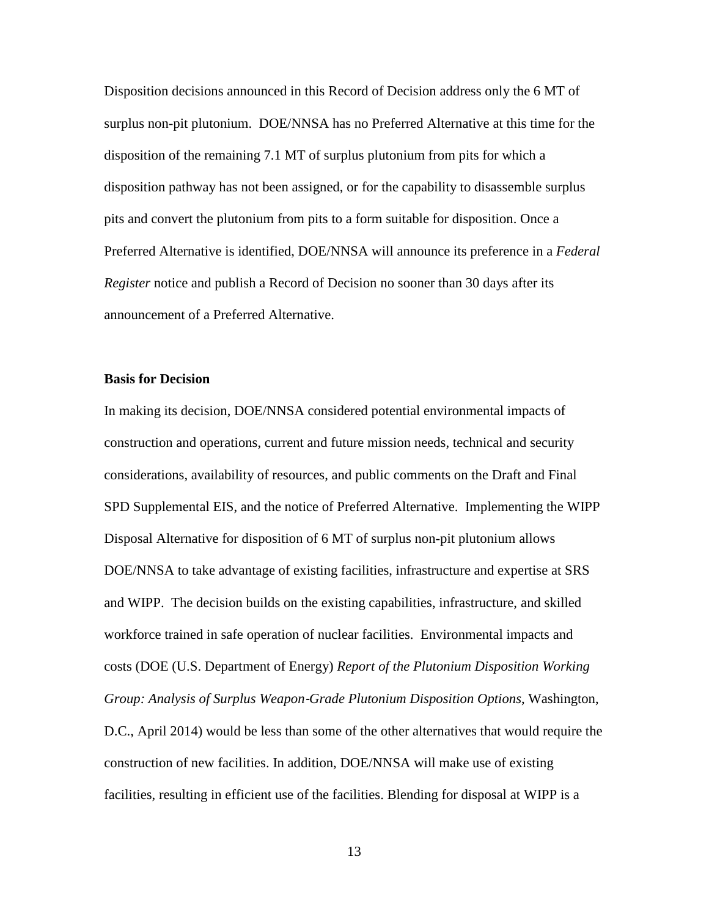Disposition decisions announced in this Record of Decision address only the 6 MT of surplus non-pit plutonium. DOE/NNSA has no Preferred Alternative at this time for the disposition of the remaining 7.1 MT of surplus plutonium from pits for which a disposition pathway has not been assigned, or for the capability to disassemble surplus pits and convert the plutonium from pits to a form suitable for disposition. Once a Preferred Alternative is identified, DOE/NNSA will announce its preference in a *Federal Register* notice and publish a Record of Decision no sooner than 30 days after its announcement of a Preferred Alternative.

**Basis for Decision**

In making its decision, DOE/NNSA considered potential environmental impacts of construction and operations, current and future mission needs, technical and security considerations, availability of resources, and public comments on the Draft and Final SPD Supplemental EIS, and the notice of Preferred Alternative. Implementing the WIPP Disposal Alternative for disposition of 6 MT of surplus non-pit plutonium allows DOE/NNSA to take advantage of existing facilities, infrastructure and expertise at SRS and WIPP. The decision builds on the existing capabilities, infrastructure, and skilled workforce trained in safe operation of nuclear facilities. Environmental impacts and costs (DOE (U.S. Department of Energy) *Report of the Plutonium Disposition Working Group: Analysis of Surplus Weapon-Grade Plutonium Disposition Options*, Washington, D.C., April 2014) would be less than some of the other alternatives that would require the construction of new facilities. In addition, DOE/NNSA will make use of existing facilities, resulting in efficient use of the facilities. Blending for disposal at WIPP is a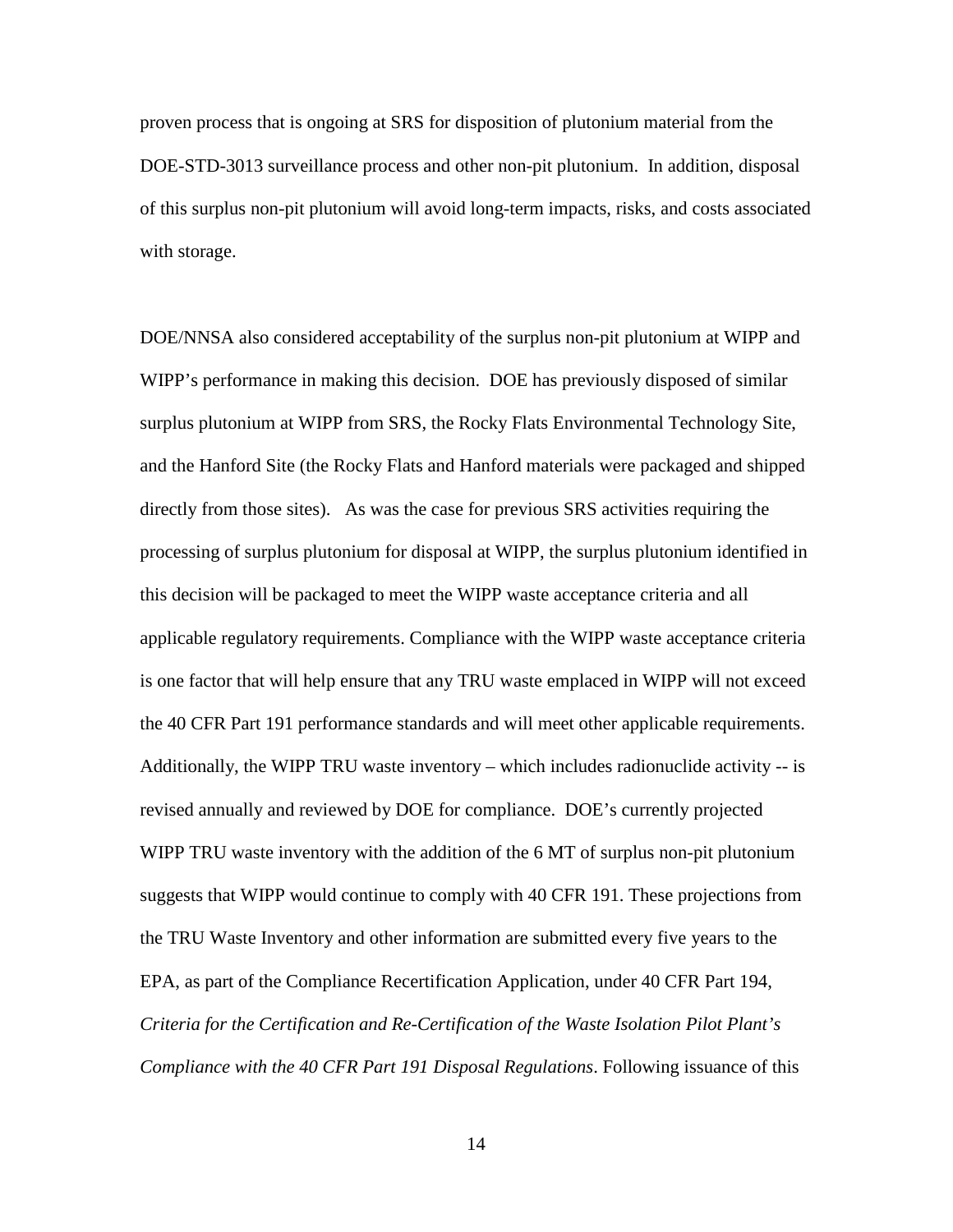proven process that is ongoing at SRS for disposition of plutonium material from the DOE-STD-3013 surveillance process and other non-pit plutonium. In addition, disposal of this surplus non-pit plutonium will avoid long-term impacts, risks, and costs associated with storage.

DOE/NNSA also considered acceptability of the surplus non-pit plutonium at WIPP and WIPP's performance in making this decision. DOE has previously disposed of similar surplus plutonium at WIPP from SRS, the Rocky Flats Environmental Technology Site, and the Hanford Site (the Rocky Flats and Hanford materials were packaged and shipped directly from those sites). As was the case for previous SRS activities requiring the processing of surplus plutonium for disposal at WIPP, the surplus plutonium identified in this decision will be packaged to meet the WIPP waste acceptance criteria and all applicable regulatory requirements. Compliance with the WIPP waste acceptance criteria is one factor that will help ensure that any TRU waste emplaced in WIPP will not exceed the 40 CFR Part 191 performance standards and will meet other applicable requirements. Additionally, the WIPP TRU waste inventory – which includes radionuclide activity -- is revised annually and reviewed by DOE for compliance. DOE's currently projected WIPP TRU waste inventory with the addition of the 6 MT of surplus non-pit plutonium suggests that WIPP would continue to comply with 40 CFR 191. These projections from the TRU Waste Inventory and other information are submitted every five years to the EPA, as part of the Compliance Recertification Application, under 40 CFR Part 194, *Criteria for the Certification and Re-Certification of the Waste Isolation Pilot Plant's Compliance with the 40 CFR Part 191 Disposal Regulations*. Following issuance of this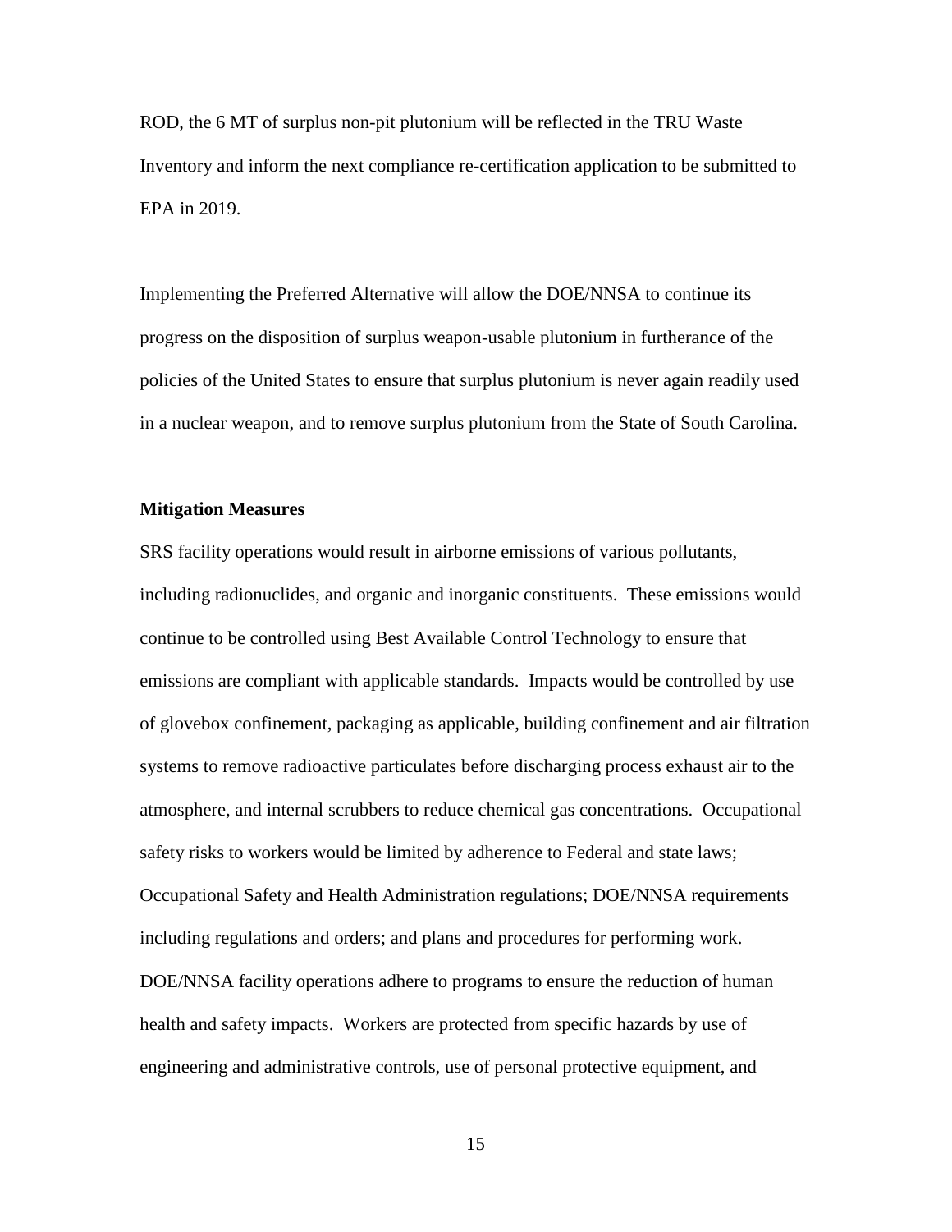ROD, the 6 MT of surplus non-pit plutonium will be reflected in the TRU Waste Inventory and inform the next compliance re-certification application to be submitted to EPA in 2019.

Implementing the Preferred Alternative will allow the DOE/NNSA to continue its progress on the disposition of surplus weapon-usable plutonium in furtherance of the policies of the United States to ensure that surplus plutonium is never again readily used in a nuclear weapon, and to remove surplus plutonium from the State of South Carolina.

**Mitigation Measures**

SRS facility operations would result in airborne emissions of various pollutants, including radionuclides, and organic and inorganic constituents. These emissions would continue to be controlled using Best Available Control Technology to ensure that emissions are compliant with applicable standards. Impacts would be controlled by use of glovebox confinement, packaging as applicable, building confinement and air filtration systems to remove radioactive particulates before discharging process exhaust air to the atmosphere, and internal scrubbers to reduce chemical gas concentrations. Occupational safety risks to workers would be limited by adherence to Federal and state laws; Occupational Safety and Health Administration regulations; DOE/NNSA requirements including regulations and orders; and plans and procedures for performing work. DOE/NNSA facility operations adhere to programs to ensure the reduction of human health and safety impacts. Workers are protected from specific hazards by use of engineering and administrative controls, use of personal protective equipment, and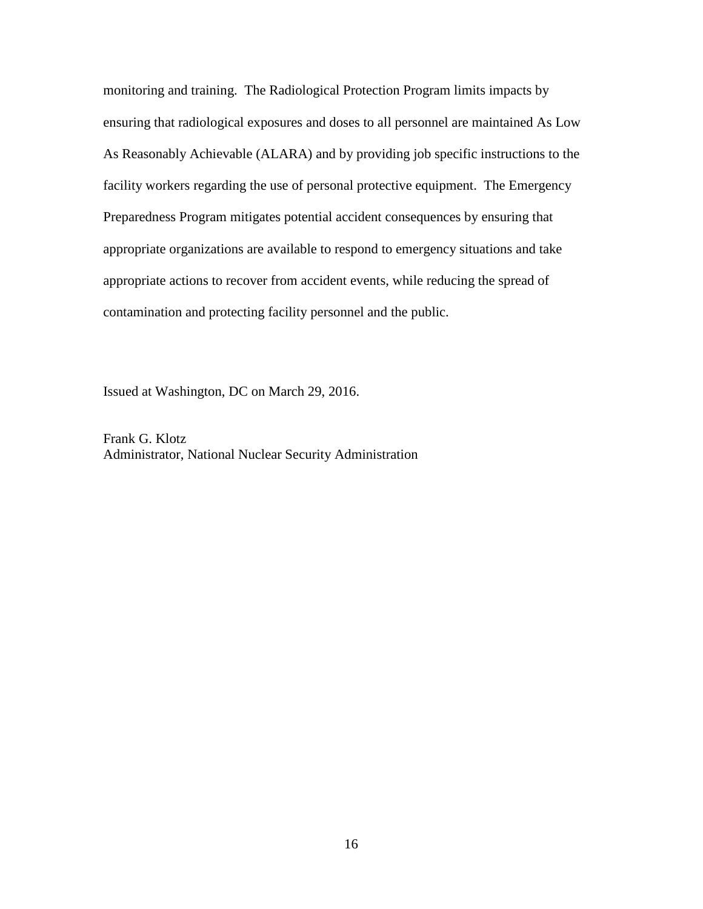monitoring and training. The Radiological Protection Program limits impacts by ensuring that radiological exposures and doses to all personnel are maintained As Low As Reasonably Achievable (ALARA) and by providing job specific instructions to the facility workers regarding the use of personal protective equipment. The Emergency Preparedness Program mitigates potential accident consequences by ensuring that appropriate organizations are available to respond to emergency situations and take appropriate actions to recover from accident events, while reducing the spread of contamination and protecting facility personnel and the public.

Issued at Washington, DC on March 29, 2016.

Frank G. Klotz
Administrator, National Nuclear Security Administration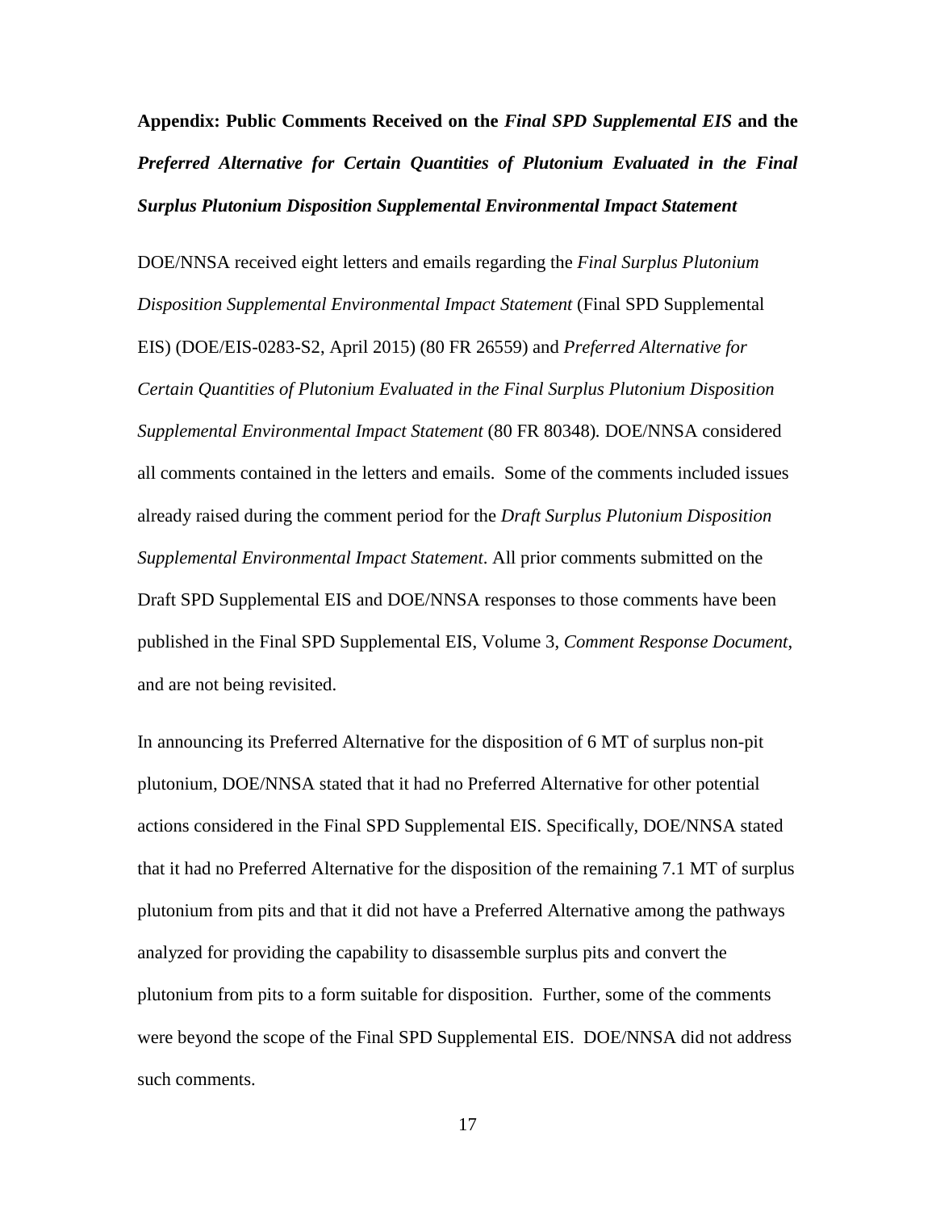**Appendix: Public Comments Received on the *Final SPD Supplemental EIS* and the *Preferred Alternative for Certain Quantities of Plutonium Evaluated in the Final Surplus Plutonium Disposition Supplemental Environmental Impact Statement***

DOE/NNSA received eight letters and emails regarding the *Final Surplus Plutonium Disposition Supplemental Environmental Impact Statement* (Final SPD Supplemental EIS) (DOE/EIS-0283-S2, April 2015) (80 FR 26559) and *Preferred Alternative for Certain Quantities of Plutonium Evaluated in the Final Surplus Plutonium Disposition Supplemental Environmental Impact Statement* (80 FR 80348)*.* DOE/NNSA considered all comments contained in the letters and emails. Some of the comments included issues already raised during the comment period for the *Draft Surplus Plutonium Disposition Supplemental Environmental Impact Statement*. All prior comments submitted on the Draft SPD Supplemental EIS and DOE/NNSA responses to those comments have been published in the Final SPD Supplemental EIS, Volume 3, *Comment Response Document*, and are not being revisited.

In announcing its Preferred Alternative for the disposition of 6 MT of surplus non-pit plutonium, DOE/NNSA stated that it had no Preferred Alternative for other potential actions considered in the Final SPD Supplemental EIS. Specifically, DOE/NNSA stated that it had no Preferred Alternative for the disposition of the remaining 7.1 MT of surplus plutonium from pits and that it did not have a Preferred Alternative among the pathways analyzed for providing the capability to disassemble surplus pits and convert the plutonium from pits to a form suitable for disposition. Further, some of the comments were beyond the scope of the Final SPD Supplemental EIS. DOE/NNSA did not address such comments.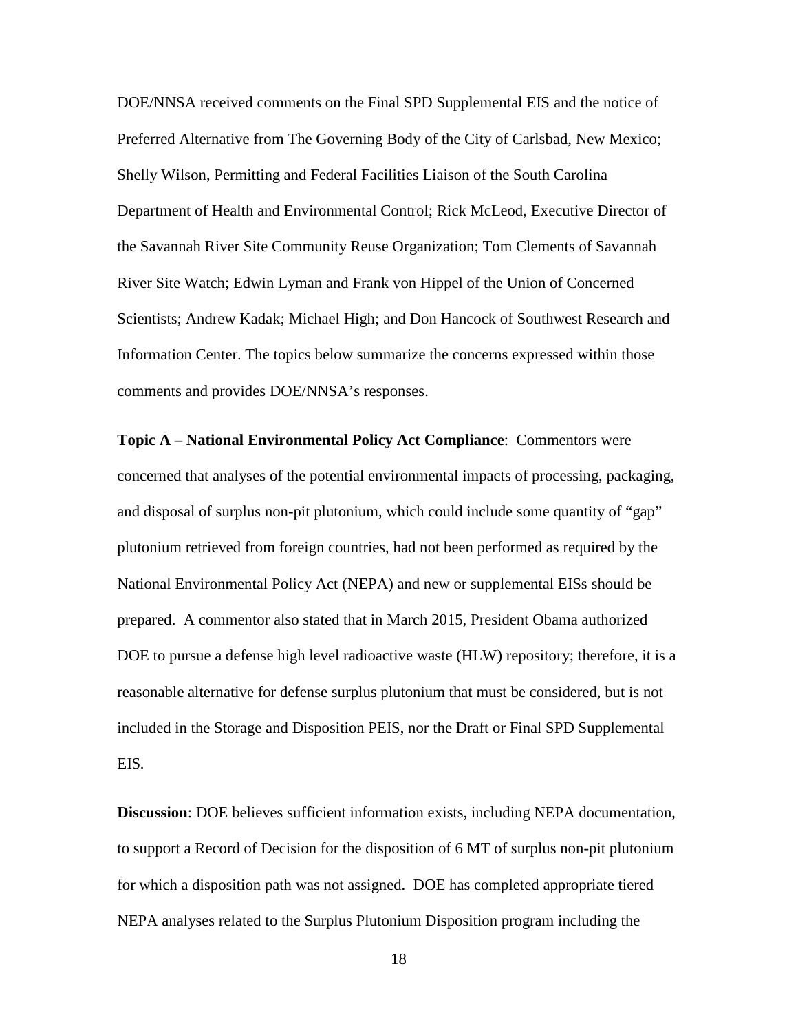DOE/NNSA received comments on the Final SPD Supplemental EIS and the notice of Preferred Alternative from The Governing Body of the City of Carlsbad, New Mexico; Shelly Wilson, Permitting and Federal Facilities Liaison of the South Carolina Department of Health and Environmental Control; Rick McLeod, Executive Director of the Savannah River Site Community Reuse Organization; Tom Clements of Savannah River Site Watch; Edwin Lyman and Frank von Hippel of the Union of Concerned Scientists; Andrew Kadak; Michael High; and Don Hancock of Southwest Research and Information Center. The topics below summarize the concerns expressed within those comments and provides DOE/NNSA's responses.

**Topic A – National Environmental Policy Act Compliance**: Commentors were concerned that analyses of the potential environmental impacts of processing, packaging, and disposal of surplus non-pit plutonium, which could include some quantity of "gap" plutonium retrieved from foreign countries, had not been performed as required by the National Environmental Policy Act (NEPA) and new or supplemental EISs should be prepared. A commentor also stated that in March 2015, President Obama authorized DOE to pursue a defense high level radioactive waste (HLW) repository; therefore, it is a reasonable alternative for defense surplus plutonium that must be considered, but is not included in the Storage and Disposition PEIS, nor the Draft or Final SPD Supplemental EIS.

**Discussion**: DOE believes sufficient information exists, including NEPA documentation, to support a Record of Decision for the disposition of 6 MT of surplus non-pit plutonium for which a disposition path was not assigned. DOE has completed appropriate tiered NEPA analyses related to the Surplus Plutonium Disposition program including the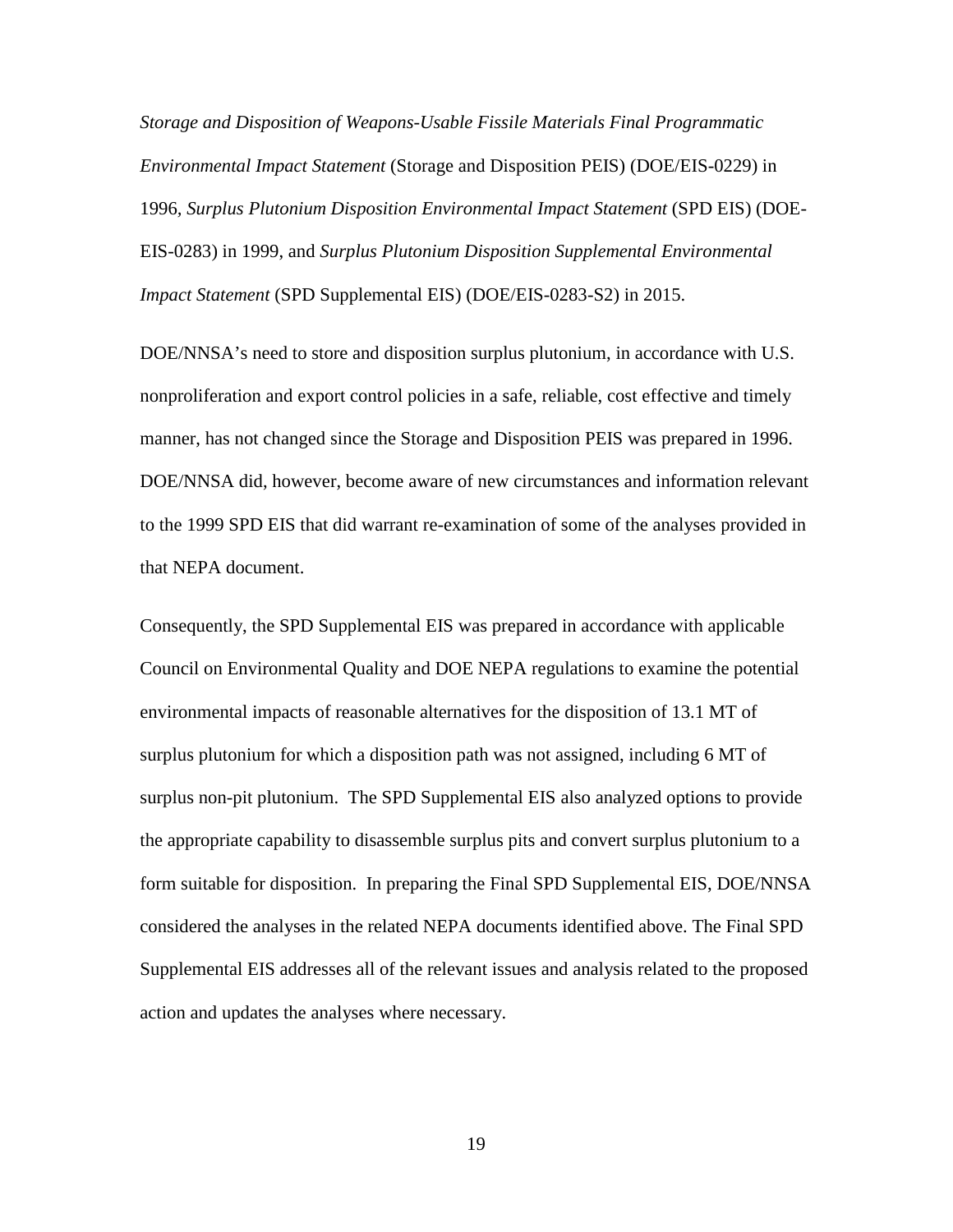*Storage and Disposition of Weapons-Usable Fissile Materials Final Programmatic Environmental Impact Statement* (Storage and Disposition PEIS) (DOE/EIS-0229) in 1996, *Surplus Plutonium Disposition Environmental Impact Statement* (SPD EIS) (DOE-EIS-0283) in 1999, and *Surplus Plutonium Disposition Supplemental Environmental Impact Statement* (SPD Supplemental EIS) (DOE/EIS-0283-S2) in 2015.

DOE/NNSA's need to store and disposition surplus plutonium, in accordance with U.S. nonproliferation and export control policies in a safe, reliable, cost effective and timely manner, has not changed since the Storage and Disposition PEIS was prepared in 1996. DOE/NNSA did, however, become aware of new circumstances and information relevant to the 1999 SPD EIS that did warrant re-examination of some of the analyses provided in that NEPA document.

Consequently, the SPD Supplemental EIS was prepared in accordance with applicable Council on Environmental Quality and DOE NEPA regulations to examine the potential environmental impacts of reasonable alternatives for the disposition of 13.1 MT of surplus plutonium for which a disposition path was not assigned, including 6 MT of surplus non-pit plutonium. The SPD Supplemental EIS also analyzed options to provide the appropriate capability to disassemble surplus pits and convert surplus plutonium to a form suitable for disposition. In preparing the Final SPD Supplemental EIS, DOE/NNSA considered the analyses in the related NEPA documents identified above. The Final SPD Supplemental EIS addresses all of the relevant issues and analysis related to the proposed action and updates the analyses where necessary.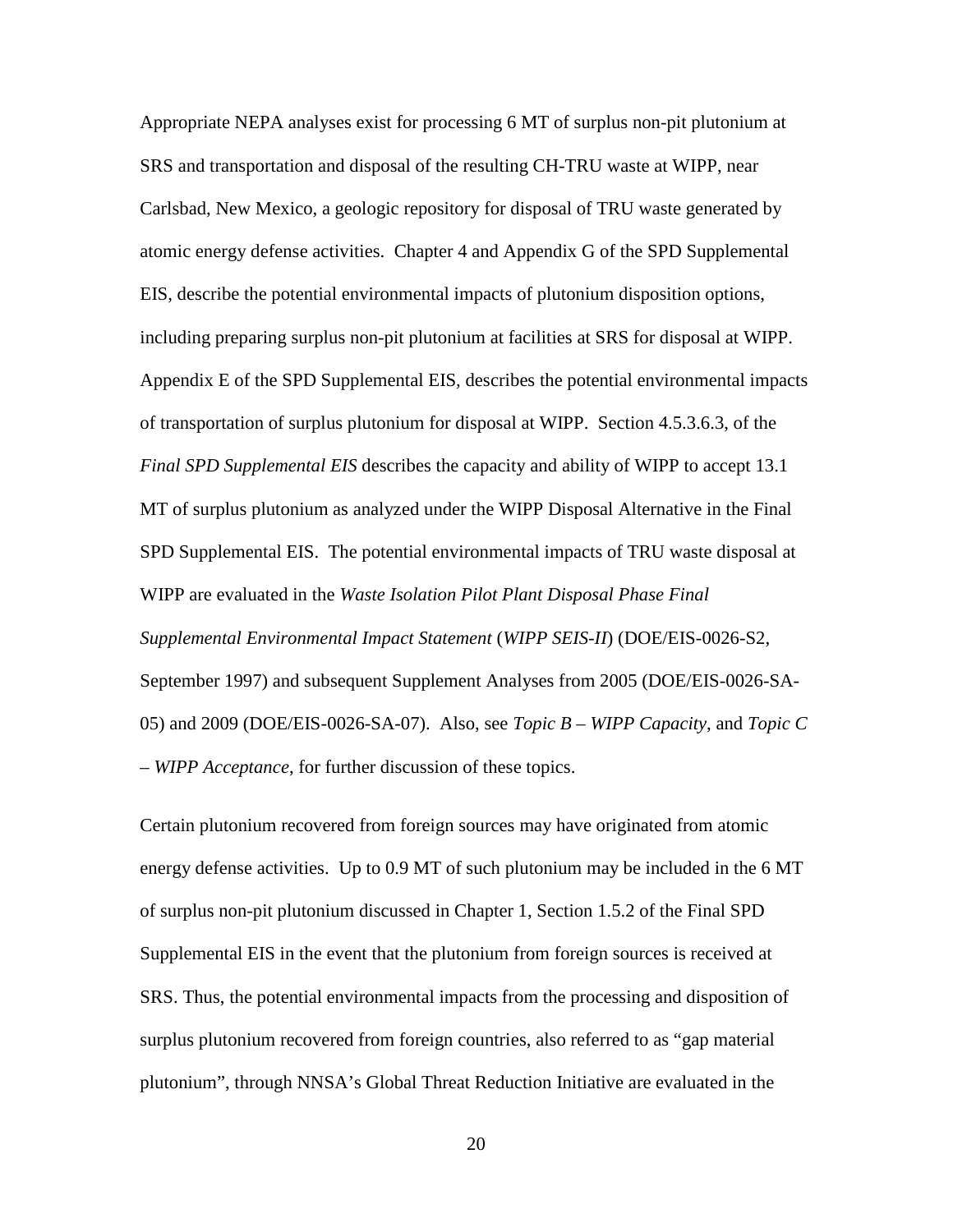Appropriate NEPA analyses exist for processing 6 MT of surplus non-pit plutonium at SRS and transportation and disposal of the resulting CH-TRU waste at WIPP, near Carlsbad, New Mexico, a geologic repository for disposal of TRU waste generated by atomic energy defense activities. Chapter 4 and Appendix G of the SPD Supplemental EIS, describe the potential environmental impacts of plutonium disposition options, including preparing surplus non-pit plutonium at facilities at SRS for disposal at WIPP. Appendix E of the SPD Supplemental EIS, describes the potential environmental impacts of transportation of surplus plutonium for disposal at WIPP. Section 4.5.3.6.3, of the *Final SPD Supplemental EIS* describes the capacity and ability of WIPP to accept 13.1 MT of surplus plutonium as analyzed under the WIPP Disposal Alternative in the Final SPD Supplemental EIS. The potential environmental impacts of TRU waste disposal at WIPP are evaluated in the *Waste Isolation Pilot Plant Disposal Phase Final Supplemental Environmental Impact Statement* (*WIPP SEIS-II*) (DOE/EIS-0026-S2, September 1997) and subsequent Supplement Analyses from 2005 (DOE/EIS-0026-SA-05) and 2009 (DOE/EIS-0026-SA-07). Also, see *Topic B – WIPP Capacity*, and *Topic C – WIPP Acceptance*, for further discussion of these topics.

Certain plutonium recovered from foreign sources may have originated from atomic energy defense activities. Up to 0.9 MT of such plutonium may be included in the 6 MT of surplus non-pit plutonium discussed in Chapter 1, Section 1.5.2 of the Final SPD Supplemental EIS in the event that the plutonium from foreign sources is received at SRS. Thus, the potential environmental impacts from the processing and disposition of surplus plutonium recovered from foreign countries, also referred to as "gap material plutonium", through NNSA's Global Threat Reduction Initiative are evaluated in the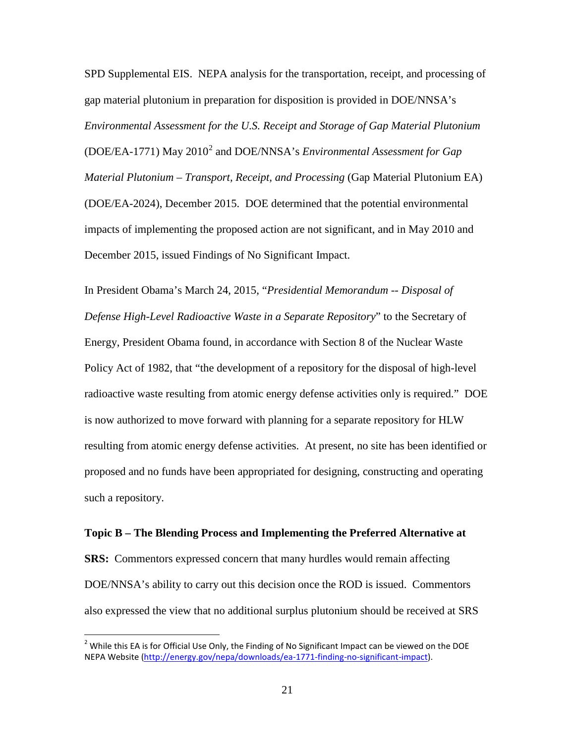SPD Supplemental EIS. NEPA analysis for the transportation, receipt, and processing of gap material plutonium in preparation for disposition is provided in DOE/NNSA's *Environmental Assessment for the U.S. Receipt and Storage of Gap Material Plutonium* (DOE/EA-1771) May 2010[2] and DOE/NNSA's *Environmental Assessment for Gap Material Plutonium – Transport, Receipt, and Processing* (Gap Material Plutonium EA) (DOE/EA-2024), December 2015. DOE determined that the potential environmental impacts of implementing the proposed action are not significant, and in May 2010 and December 2015, issued Findings of No Significant Impact.

In President Obama's March 24, 2015, "*Presidential Memorandum -- Disposal of Defense High-Level Radioactive Waste in a Separate Repository*" to the Secretary of Energy, President Obama found, in accordance with Section 8 of the Nuclear Waste Policy Act of 1982, that "the development of a repository for the disposal of high-level radioactive waste resulting from atomic energy defense activities only is required." DOE is now authorized to move forward with planning for a separate repository for HLW resulting from atomic energy defense activities. At present, no site has been identified or proposed and no funds have been appropriated for designing, constructing and operating such a repository.

**Topic B – The Blending Process and Implementing the Preferred Alternative at SRS:** Commentors expressed concern that many hurdles would remain affecting DOE/NNSA's ability to carry out this decision once the ROD is issued. Commentors also expressed the view that no additional surplus plutonium should be received at SRS

---

[2] While this EA is for Official Use Only, the Finding of No Significant Impact can be viewed on the DOE NEPA Website (http://energy.gov/nepa/downloads/ea-1771-finding-no-significant-impact).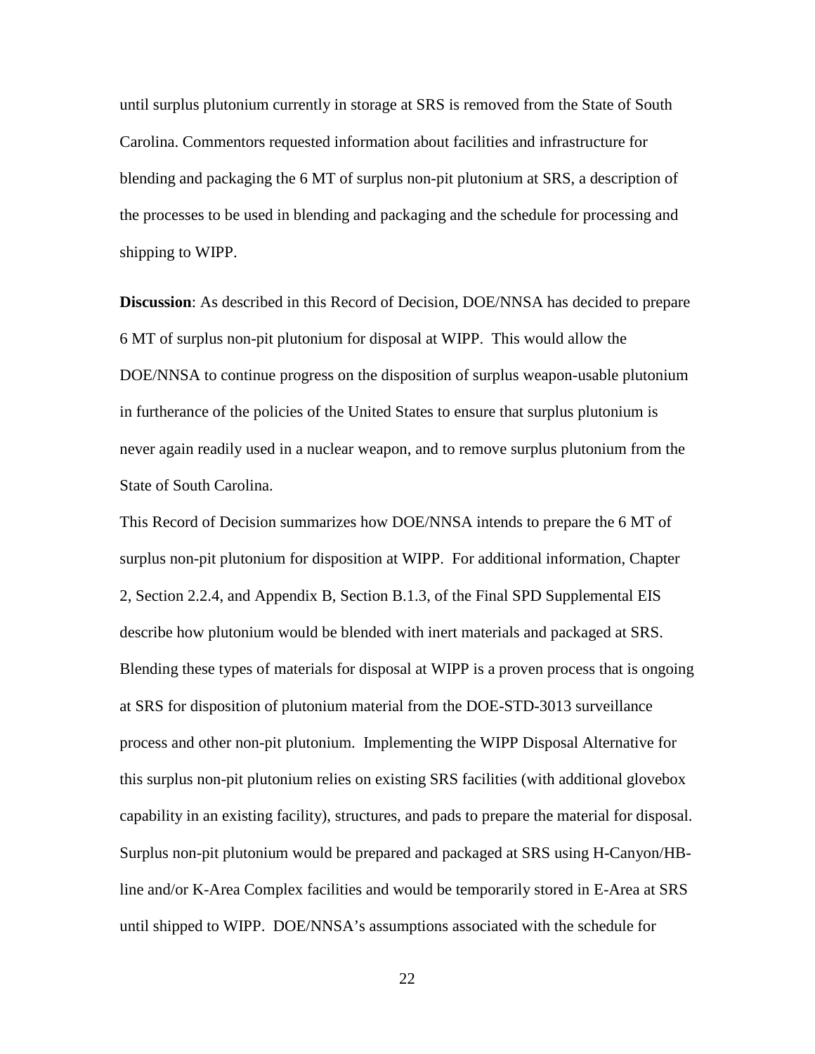until surplus plutonium currently in storage at SRS is removed from the State of South Carolina. Commentors requested information about facilities and infrastructure for blending and packaging the 6 MT of surplus non-pit plutonium at SRS, a description of the processes to be used in blending and packaging and the schedule for processing and shipping to WIPP.

**Discussion**: As described in this Record of Decision, DOE/NNSA has decided to prepare 6 MT of surplus non-pit plutonium for disposal at WIPP. This would allow the DOE/NNSA to continue progress on the disposition of surplus weapon-usable plutonium in furtherance of the policies of the United States to ensure that surplus plutonium is never again readily used in a nuclear weapon, and to remove surplus plutonium from the State of South Carolina.

This Record of Decision summarizes how DOE/NNSA intends to prepare the 6 MT of surplus non-pit plutonium for disposition at WIPP. For additional information, Chapter 2, Section 2.2.4, and Appendix B, Section B.1.3, of the Final SPD Supplemental EIS describe how plutonium would be blended with inert materials and packaged at SRS. Blending these types of materials for disposal at WIPP is a proven process that is ongoing at SRS for disposition of plutonium material from the DOE-STD-3013 surveillance process and other non-pit plutonium. Implementing the WIPP Disposal Alternative for this surplus non-pit plutonium relies on existing SRS facilities (with additional glovebox capability in an existing facility), structures, and pads to prepare the material for disposal. Surplus non-pit plutonium would be prepared and packaged at SRS using H-Canyon/HB-line and/or K-Area Complex facilities and would be temporarily stored in E-Area at SRS until shipped to WIPP. DOE/NNSA's assumptions associated with the schedule for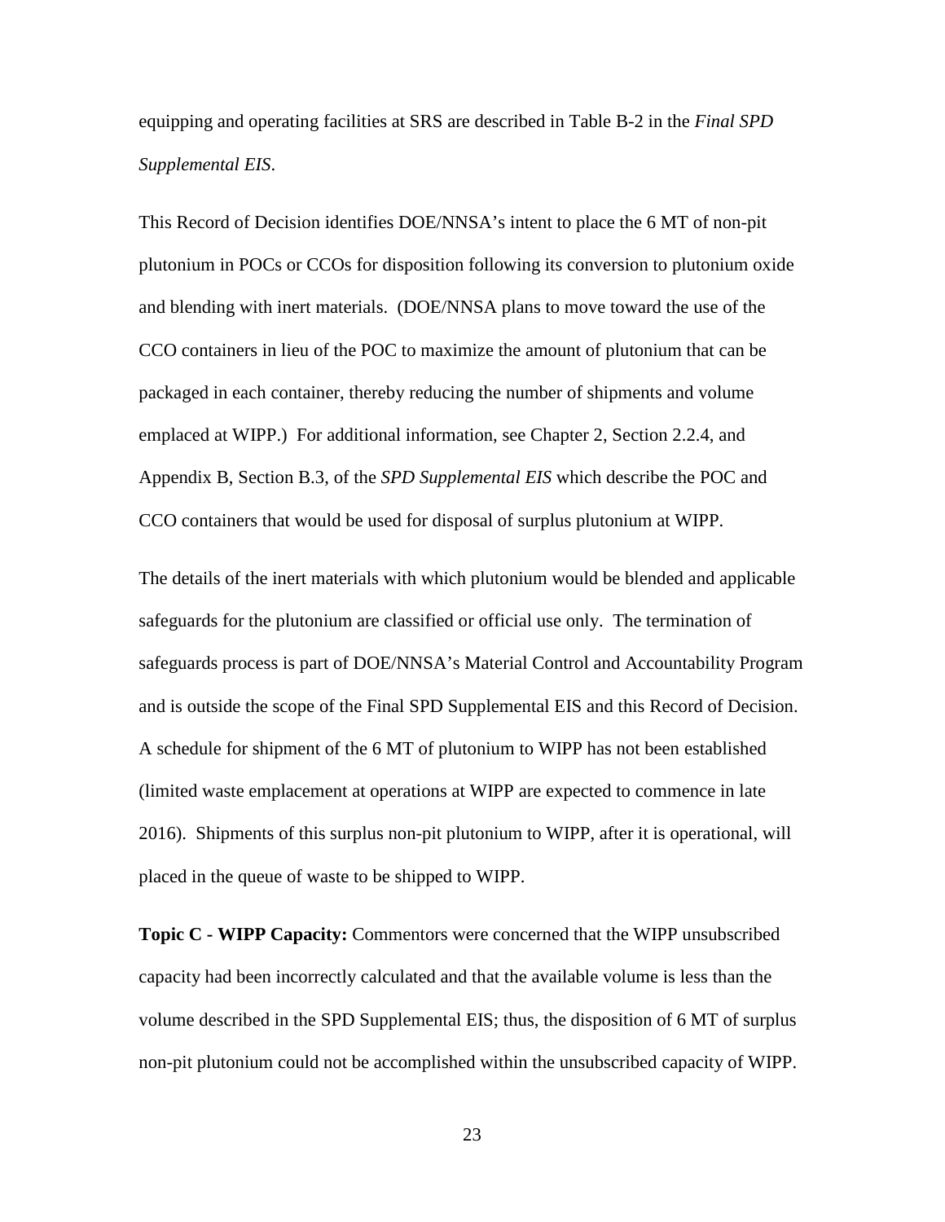equipping and operating facilities at SRS are described in Table B-2 in the *Final SPD Supplemental EIS*.

This Record of Decision identifies DOE/NNSA's intent to place the 6 MT of non-pit plutonium in POCs or CCOs for disposition following its conversion to plutonium oxide and blending with inert materials. (DOE/NNSA plans to move toward the use of the CCO containers in lieu of the POC to maximize the amount of plutonium that can be packaged in each container, thereby reducing the number of shipments and volume emplaced at WIPP.) For additional information, see Chapter 2, Section 2.2.4, and Appendix B, Section B.3, of the *SPD Supplemental EIS* which describe the POC and CCO containers that would be used for disposal of surplus plutonium at WIPP.

The details of the inert materials with which plutonium would be blended and applicable safeguards for the plutonium are classified or official use only. The termination of safeguards process is part of DOE/NNSA's Material Control and Accountability Program and is outside the scope of the Final SPD Supplemental EIS and this Record of Decision. A schedule for shipment of the 6 MT of plutonium to WIPP has not been established (limited waste emplacement at operations at WIPP are expected to commence in late 2016). Shipments of this surplus non-pit plutonium to WIPP, after it is operational, will placed in the queue of waste to be shipped to WIPP.

**Topic C - WIPP Capacity:** Commentors were concerned that the WIPP unsubscribed capacity had been incorrectly calculated and that the available volume is less than the volume described in the SPD Supplemental EIS; thus, the disposition of 6 MT of surplus non-pit plutonium could not be accomplished within the unsubscribed capacity of WIPP.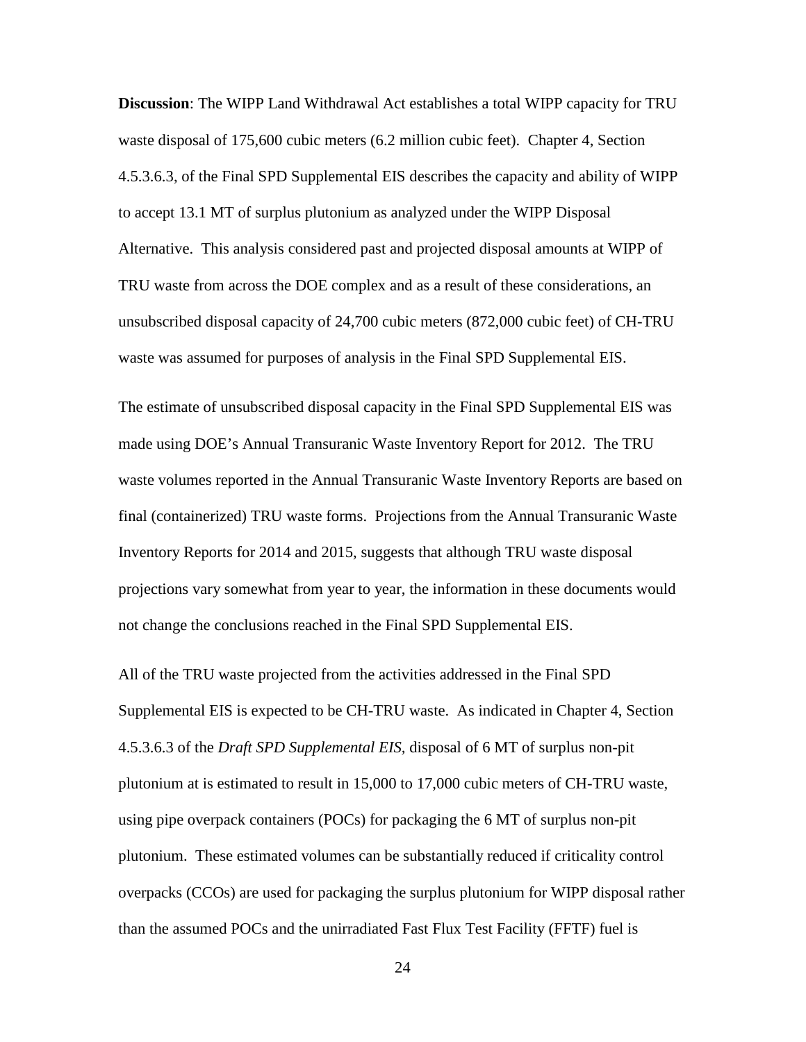**Discussion**: The WIPP Land Withdrawal Act establishes a total WIPP capacity for TRU waste disposal of 175,600 cubic meters (6.2 million cubic feet). Chapter 4, Section 4.5.3.6.3, of the Final SPD Supplemental EIS describes the capacity and ability of WIPP to accept 13.1 MT of surplus plutonium as analyzed under the WIPP Disposal Alternative. This analysis considered past and projected disposal amounts at WIPP of TRU waste from across the DOE complex and as a result of these considerations, an unsubscribed disposal capacity of 24,700 cubic meters (872,000 cubic feet) of CH-TRU waste was assumed for purposes of analysis in the Final SPD Supplemental EIS.

The estimate of unsubscribed disposal capacity in the Final SPD Supplemental EIS was made using DOE's Annual Transuranic Waste Inventory Report for 2012. The TRU waste volumes reported in the Annual Transuranic Waste Inventory Reports are based on final (containerized) TRU waste forms. Projections from the Annual Transuranic Waste Inventory Reports for 2014 and 2015, suggests that although TRU waste disposal projections vary somewhat from year to year, the information in these documents would not change the conclusions reached in the Final SPD Supplemental EIS.

All of the TRU waste projected from the activities addressed in the Final SPD Supplemental EIS is expected to be CH-TRU waste. As indicated in Chapter 4, Section 4.5.3.6.3 of the *Draft SPD Supplemental EIS,* disposal of 6 MT of surplus non-pit plutonium at is estimated to result in 15,000 to 17,000 cubic meters of CH-TRU waste, using pipe overpack containers (POCs) for packaging the 6 MT of surplus non-pit plutonium. These estimated volumes can be substantially reduced if criticality control overpacks (CCOs) are used for packaging the surplus plutonium for WIPP disposal rather than the assumed POCs and the unirradiated Fast Flux Test Facility (FFTF) fuel is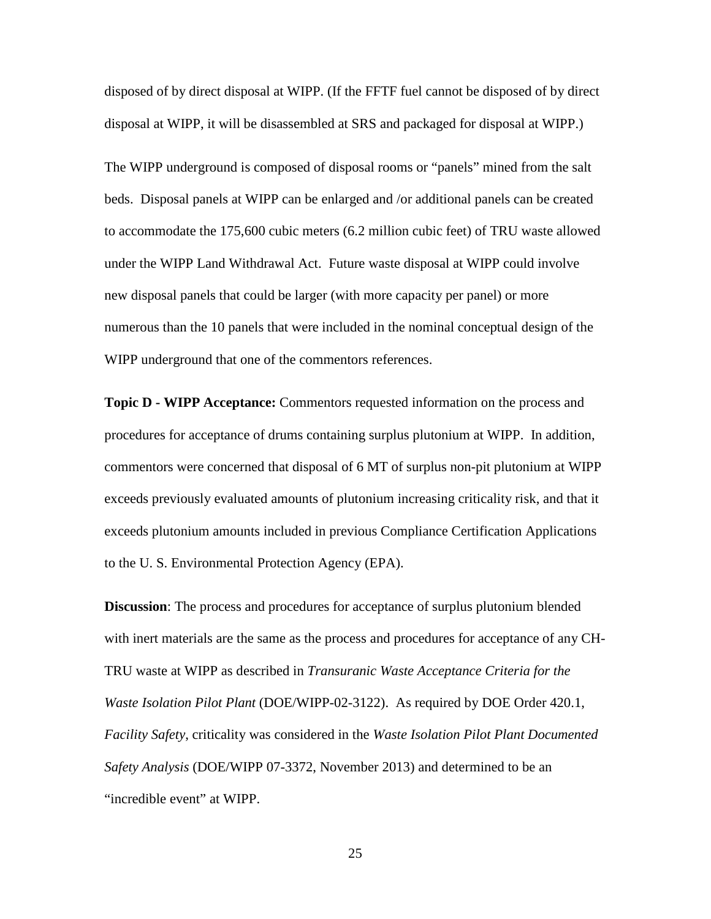disposed of by direct disposal at WIPP. (If the FFTF fuel cannot be disposed of by direct disposal at WIPP, it will be disassembled at SRS and packaged for disposal at WIPP.)

The WIPP underground is composed of disposal rooms or "panels" mined from the salt beds. Disposal panels at WIPP can be enlarged and /or additional panels can be created to accommodate the 175,600 cubic meters (6.2 million cubic feet) of TRU waste allowed under the WIPP Land Withdrawal Act. Future waste disposal at WIPP could involve new disposal panels that could be larger (with more capacity per panel) or more numerous than the 10 panels that were included in the nominal conceptual design of the WIPP underground that one of the commentors references.

**Topic D - WIPP Acceptance:** Commentors requested information on the process and procedures for acceptance of drums containing surplus plutonium at WIPP. In addition, commentors were concerned that disposal of 6 MT of surplus non-pit plutonium at WIPP exceeds previously evaluated amounts of plutonium increasing criticality risk, and that it exceeds plutonium amounts included in previous Compliance Certification Applications to the U. S. Environmental Protection Agency (EPA).

**Discussion**: The process and procedures for acceptance of surplus plutonium blended with inert materials are the same as the process and procedures for acceptance of any CH-TRU waste at WIPP as described in *Transuranic Waste Acceptance Criteria for the Waste Isolation Pilot Plant* (DOE/WIPP-02-3122). As required by DOE Order 420.1, *Facility Safety*, criticality was considered in the *Waste Isolation Pilot Plant Documented Safety Analysis* (DOE/WIPP 07-3372, November 2013) and determined to be an "incredible event" at WIPP.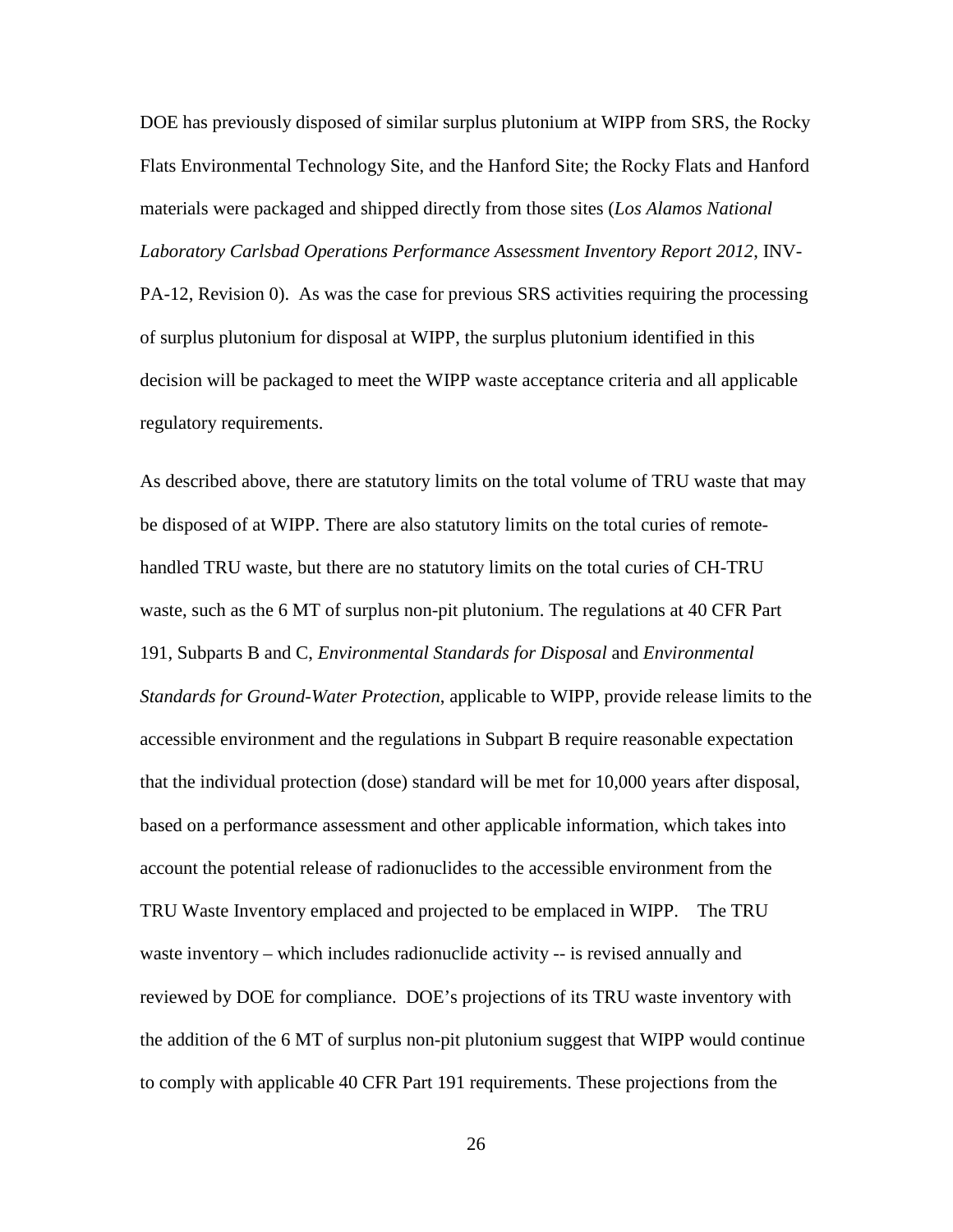DOE has previously disposed of similar surplus plutonium at WIPP from SRS, the Rocky Flats Environmental Technology Site, and the Hanford Site; the Rocky Flats and Hanford materials were packaged and shipped directly from those sites (*Los Alamos National Laboratory Carlsbad Operations Performance Assessment Inventory Report 2012*, INV-PA-12, Revision 0). As was the case for previous SRS activities requiring the processing of surplus plutonium for disposal at WIPP, the surplus plutonium identified in this decision will be packaged to meet the WIPP waste acceptance criteria and all applicable regulatory requirements.

As described above, there are statutory limits on the total volume of TRU waste that may be disposed of at WIPP. There are also statutory limits on the total curies of remote-handled TRU waste, but there are no statutory limits on the total curies of CH-TRU waste, such as the 6 MT of surplus non-pit plutonium. The regulations at 40 CFR Part 191, Subparts B and C, *Environmental Standards for Disposal* and *Environmental Standards for Ground-Water Protection*, applicable to WIPP, provide release limits to the accessible environment and the regulations in Subpart B require reasonable expectation that the individual protection (dose) standard will be met for 10,000 years after disposal, based on a performance assessment and other applicable information, which takes into account the potential release of radionuclides to the accessible environment from the TRU Waste Inventory emplaced and projected to be emplaced in WIPP. The TRU waste inventory – which includes radionuclide activity -- is revised annually and reviewed by DOE for compliance. DOE's projections of its TRU waste inventory with the addition of the 6 MT of surplus non-pit plutonium suggest that WIPP would continue to comply with applicable 40 CFR Part 191 requirements. These projections from the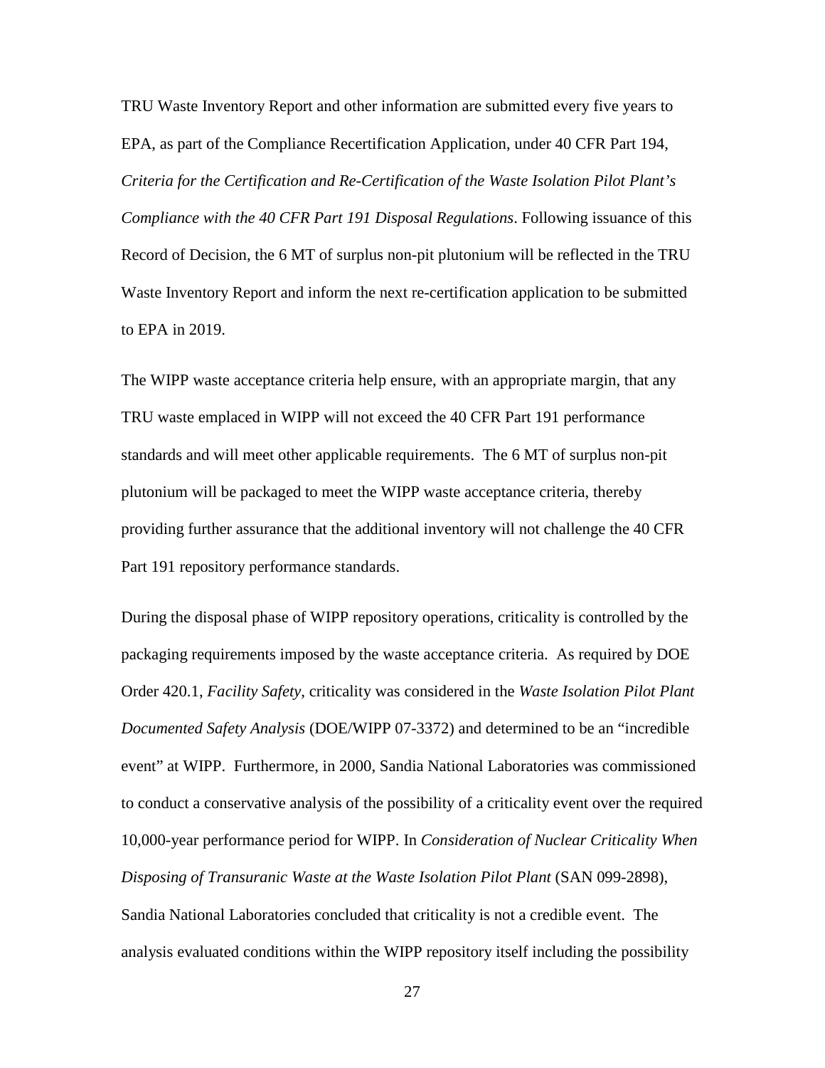TRU Waste Inventory Report and other information are submitted every five years to EPA, as part of the Compliance Recertification Application, under 40 CFR Part 194, *Criteria for the Certification and Re-Certification of the Waste Isolation Pilot Plant's Compliance with the 40 CFR Part 191 Disposal Regulations*. Following issuance of this Record of Decision, the 6 MT of surplus non-pit plutonium will be reflected in the TRU Waste Inventory Report and inform the next re-certification application to be submitted to EPA in 2019.

The WIPP waste acceptance criteria help ensure, with an appropriate margin, that any TRU waste emplaced in WIPP will not exceed the 40 CFR Part 191 performance standards and will meet other applicable requirements. The 6 MT of surplus non-pit plutonium will be packaged to meet the WIPP waste acceptance criteria, thereby providing further assurance that the additional inventory will not challenge the 40 CFR Part 191 repository performance standards.

During the disposal phase of WIPP repository operations, criticality is controlled by the packaging requirements imposed by the waste acceptance criteria. As required by DOE Order 420.1, *Facility Safety*, criticality was considered in the *Waste Isolation Pilot Plant Documented Safety Analysis* (DOE/WIPP 07-3372) and determined to be an "incredible event" at WIPP. Furthermore, in 2000, Sandia National Laboratories was commissioned to conduct a conservative analysis of the possibility of a criticality event over the required 10,000-year performance period for WIPP. In *Consideration of Nuclear Criticality When Disposing of Transuranic Waste at the Waste Isolation Pilot Plant* (SAN 099-2898), Sandia National Laboratories concluded that criticality is not a credible event. The analysis evaluated conditions within the WIPP repository itself including the possibility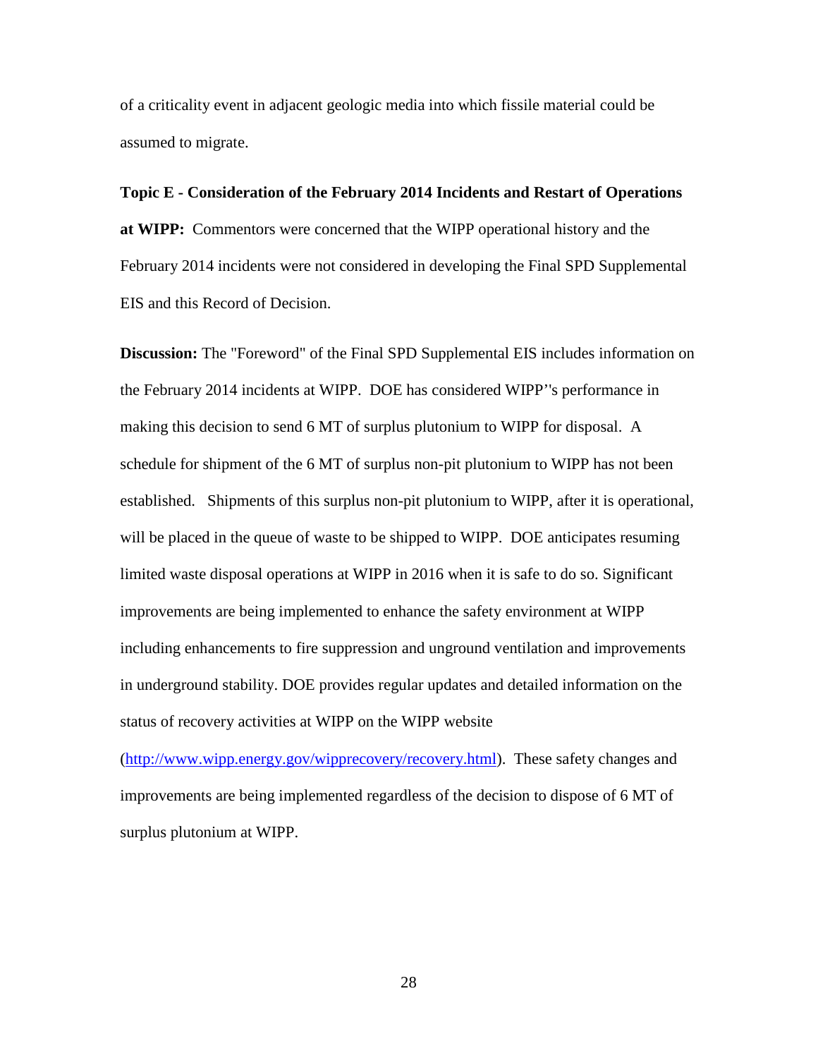of a criticality event in adjacent geologic media into which fissile material could be assumed to migrate.

**Topic E - Consideration of the February 2014 Incidents and Restart of Operations at WIPP:** Commentors were concerned that the WIPP operational history and the February 2014 incidents were not considered in developing the Final SPD Supplemental EIS and this Record of Decision.

**Discussion:** The "Foreword" of the Final SPD Supplemental EIS includes information on the February 2014 incidents at WIPP. DOE has considered WIPP''s performance in making this decision to send 6 MT of surplus plutonium to WIPP for disposal. A schedule for shipment of the 6 MT of surplus non-pit plutonium to WIPP has not been established. Shipments of this surplus non-pit plutonium to WIPP, after it is operational, will be placed in the queue of waste to be shipped to WIPP. DOE anticipates resuming limited waste disposal operations at WIPP in 2016 when it is safe to do so. Significant improvements are being implemented to enhance the safety environment at WIPP including enhancements to fire suppression and unground ventilation and improvements in underground stability. DOE provides regular updates and detailed information on the status of recovery activities at WIPP on the WIPP website (http://www.wipp.energy.gov/wipprecovery/recovery.html). These safety changes and improvements are being implemented regardless of the decision to dispose of 6 MT of surplus plutonium at WIPP.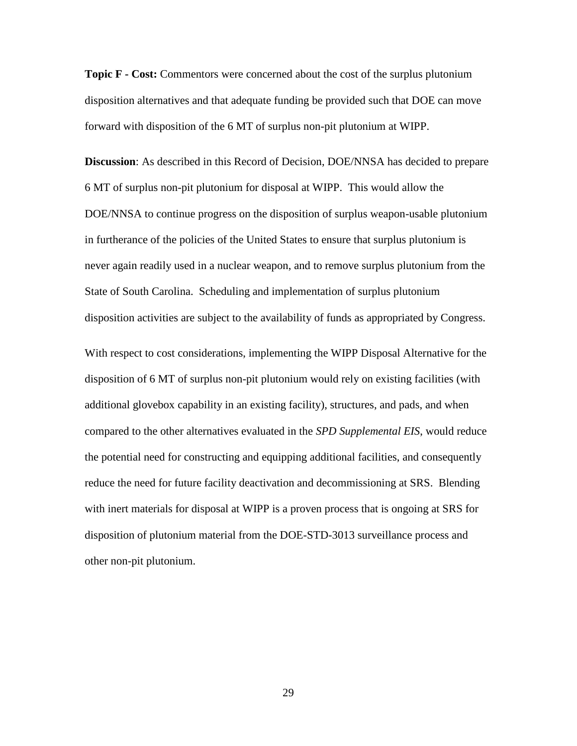**Topic F - Cost:** Commentors were concerned about the cost of the surplus plutonium disposition alternatives and that adequate funding be provided such that DOE can move forward with disposition of the 6 MT of surplus non-pit plutonium at WIPP.

**Discussion**: As described in this Record of Decision, DOE/NNSA has decided to prepare 6 MT of surplus non-pit plutonium for disposal at WIPP. This would allow the DOE/NNSA to continue progress on the disposition of surplus weapon-usable plutonium in furtherance of the policies of the United States to ensure that surplus plutonium is never again readily used in a nuclear weapon, and to remove surplus plutonium from the State of South Carolina. Scheduling and implementation of surplus plutonium disposition activities are subject to the availability of funds as appropriated by Congress.

With respect to cost considerations, implementing the WIPP Disposal Alternative for the disposition of 6 MT of surplus non-pit plutonium would rely on existing facilities (with additional glovebox capability in an existing facility), structures, and pads, and when compared to the other alternatives evaluated in the *SPD Supplemental EIS*, would reduce the potential need for constructing and equipping additional facilities, and consequently reduce the need for future facility deactivation and decommissioning at SRS. Blending with inert materials for disposal at WIPP is a proven process that is ongoing at SRS for disposition of plutonium material from the DOE-STD-3013 surveillance process and other non-pit plutonium.